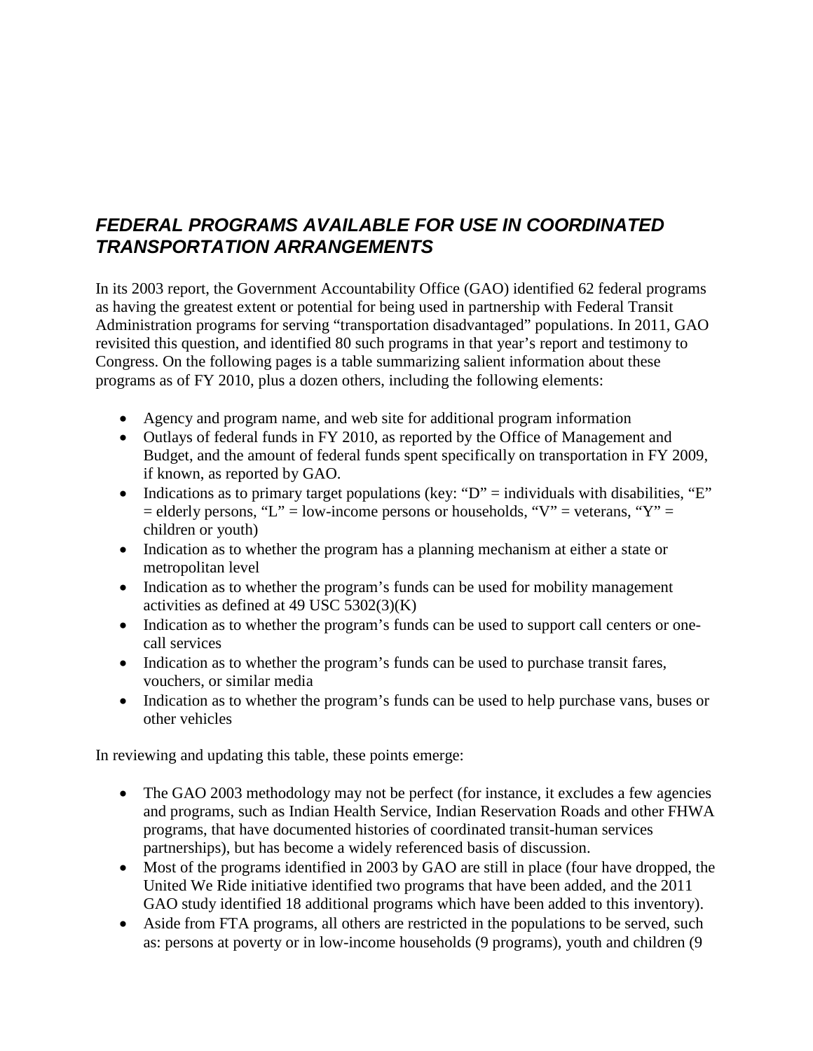## *FEDERAL PROGRAMS AVAILABLE FOR USE IN COORDINATED TRANSPORTATION ARRANGEMENTS*

In its 2003 report, the Government Accountability Office (GAO) identified 62 federal programs as having the greatest extent or potential for being used in partnership with Federal Transit Administration programs for serving "transportation disadvantaged" populations. In 2011, GAO revisited this question, and identified 80 such programs in that year's report and testimony to Congress. On the following pages is a table summarizing salient information about these programs as of FY 2010, plus a dozen others, including the following elements:

- Agency and program name, and web site for additional program information
- Outlays of federal funds in FY 2010, as reported by the Office of Management and Budget, and the amount of federal funds spent specifically on transportation in FY 2009, if known, as reported by GAO.
- Indications as to primary target populations (key: "D" = individuals with disabilities, "E" = elderly persons, "L" = low-income persons or households, "V" = veterans, "Y" = children or youth)
- Indication as to whether the program has a planning mechanism at either a state or metropolitan level
- Indication as to whether the program's funds can be used for mobility management activities as defined at 49 USC 5302(3)(K)
- Indication as to whether the program's funds can be used to support call centers or one-call services
- Indication as to whether the program's funds can be used to purchase transit fares, vouchers, or similar media
- Indication as to whether the program's funds can be used to help purchase vans, buses or other vehicles

In reviewing and updating this table, these points emerge:

- The GAO 2003 methodology may not be perfect (for instance, it excludes a few agencies and programs, such as Indian Health Service, Indian Reservation Roads and other FHWA programs, that have documented histories of coordinated transit-human services partnerships), but has become a widely referenced basis of discussion.
- Most of the programs identified in 2003 by GAO are still in place (four have dropped, the United We Ride initiative identified two programs that have been added, and the 2011 GAO study identified 18 additional programs which have been added to this inventory).
- Aside from FTA programs, all others are restricted in the populations to be served, such as: persons at poverty or in low-income households (9 programs), youth and children (9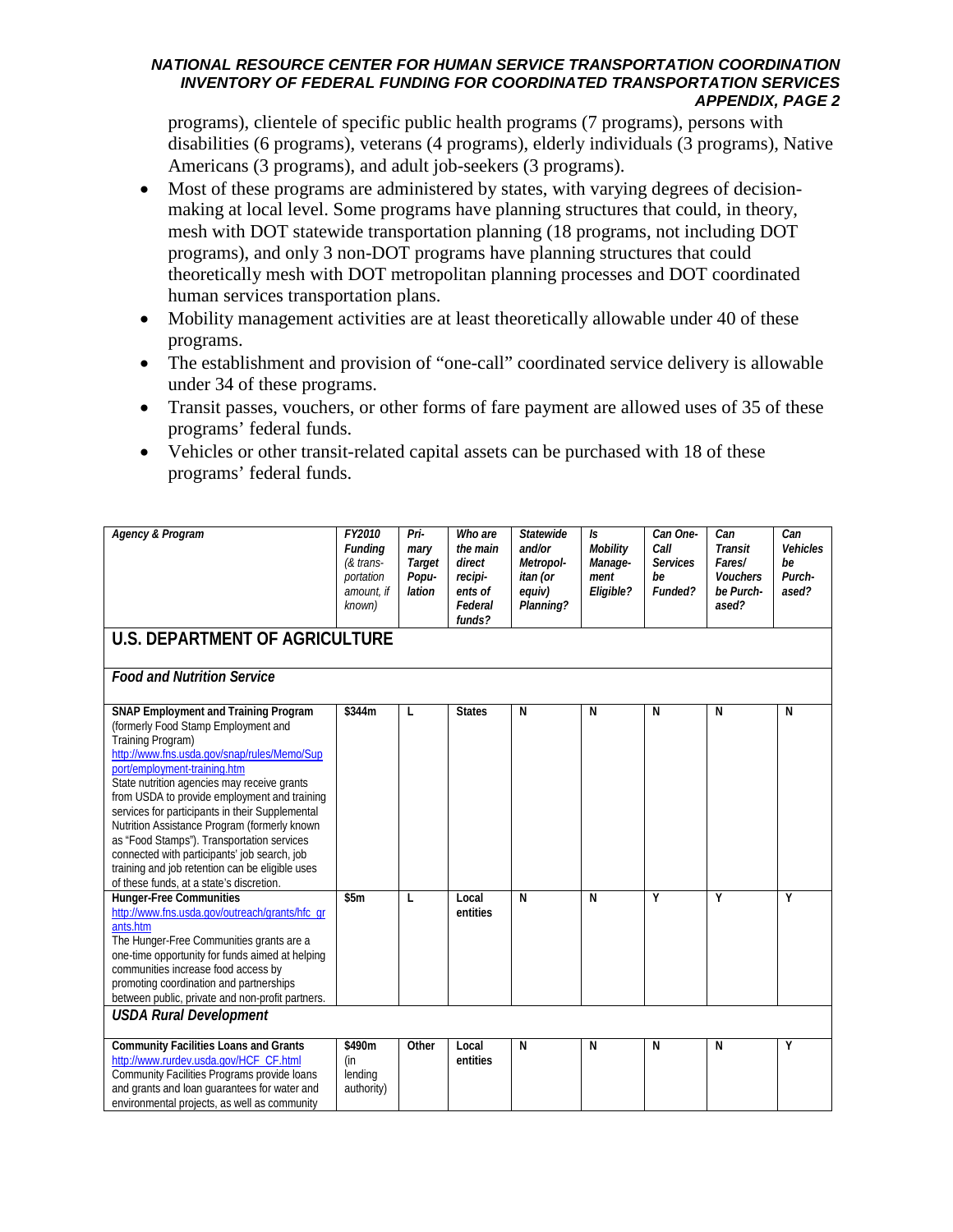programs), clientele of specific public health programs (7 programs), persons with disabilities (6 programs), veterans (4 programs), elderly individuals (3 programs), Native Americans (3 programs), and adult job-seekers (3 programs).

- Most of these programs are administered by states, with varying degrees of decision-making at local level. Some programs have planning structures that could, in theory, mesh with DOT statewide transportation planning (18 programs, not including DOT programs), and only 3 non-DOT programs have planning structures that could theoretically mesh with DOT metropolitan planning processes and DOT coordinated human services transportation plans.
- Mobility management activities are at least theoretically allowable under 40 of these programs.
- The establishment and provision of "one-call" coordinated service delivery is allowable under 34 of these programs.
- Transit passes, vouchers, or other forms of fare payment are allowed uses of 35 of these programs' federal funds.
- Vehicles or other transit-related capital assets can be purchased with 18 of these programs' federal funds.

| *Agency & Program* | *FY2010 Funding (& transportation amount, if known)* | *Primary Target Population* | *Who are the main direct recipients of Federal funds?* | *Statewide and/or Metropolitan (or equiv) Planning?* | *Is Mobility Management Eligible?* | *Can One-Call Services be Funded?* | *Can Transit Fares/ Vouchers be Purchased?* | *Can Vehicles be Purchased?* |
|---|---|---|---|---|---|---|---|---|
| **U.S. DEPARTMENT OF AGRICULTURE** | | | | | | | | |
| ***Food and Nutrition Service*** | | | | | | | | |
| **SNAP Employment and Training Program** (formerly Food Stamp Employment and Training Program) http://www.fns.usda.gov/snap/rules/Memo/Support/employment-training.htm State nutrition agencies may receive grants from USDA to provide employment and training services for participants in their Supplemental Nutrition Assistance Program (formerly known as "Food Stamps"). Transportation services connected with participants' job search, job training and job retention can be eligible uses of these funds, at a state's discretion. | **$344m** | **L** | **States** | **N** | **N** | **N** | **N** | **N** |
| **Hunger-Free Communities** http://www.fns.usda.gov/outreach/grants/hfc_grants.htm The Hunger-Free Communities grants are a one-time opportunity for funds aimed at helping communities increase food access by promoting coordination and partnerships between public, private and non-profit partners. | **$5m** | **L** | **Local entities** | **N** | **N** | **Y** | **Y** | **Y** |
| ***USDA Rural Development*** | | | | | | | | |
| **Community Facilities Loans and Grants** http://www.rurdev.usda.gov/HCF_CF.html Community Facilities Programs provide loans and grants and loan guarantees for water and environmental projects, as well as community | **$490m** (in lending authority) | **Other** | **Local entities** | **N** | **N** | **N** | **N** | **Y** |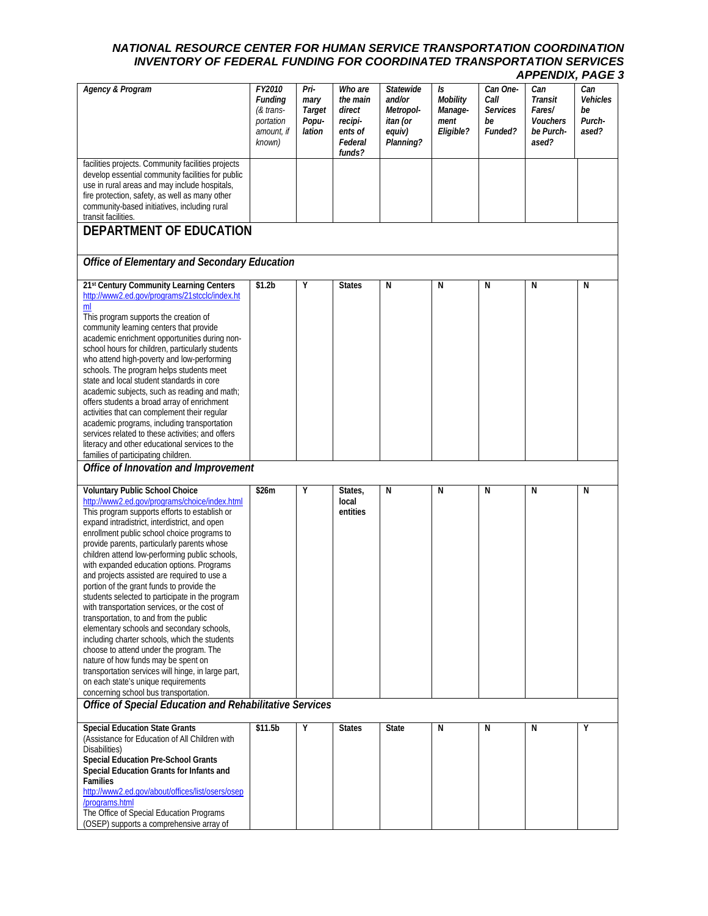| *Agency & Program* | *FY2010 Funding (& transportation amount, if known)* | *Primary Target Population* | *Who are the main direct recipients of Federal funds?* | *Statewide and/or Metropolitan (or equiv) Planning?* | *Is Mobility Management Eligible?* | *Can One-Call Services be Funded?* | *Can Transit Fares/ Vouchers be Purchased?* | *Can Vehicles be Purchased?* |
|---|---|---|---|---|---|---|---|---|
| facilities projects. Community facilities projects develop essential community facilities for public use in rural areas and may include hospitals, fire protection, safety, as well as many other community-based initiatives, including rural transit facilities. | | | | | | | | |
| **DEPARTMENT OF EDUCATION** | | | | | | | | |
| ***Office of Elementary and Secondary Education*** | | | | | | | | |
| **21st Century Community Learning Centers** http://www2.ed.gov/programs/21stcclc/index.html This program supports the creation of community learning centers that provide academic enrichment opportunities during non-school hours for children, particularly students who attend high-poverty and low-performing schools. The program helps students meet state and local student standards in core academic subjects, such as reading and math; offers students a broad array of enrichment activities that can complement their regular academic programs, including transportation services related to these activities; and offers literacy and other educational services to the families of participating children. | **$1.2b** | **Y** | **States** | **N** | **N** | **N** | **N** | **N** |
| ***Office of Innovation and Improvement*** | | | | | | | | |
| **Voluntary Public School Choice** http://www2.ed.gov/programs/choice/index.html This program supports efforts to establish or expand intradistrict, interdistrict, and open enrollment public school choice programs to provide parents, particularly parents whose children attend low-performing public schools, with expanded education options. Programs and projects assisted are required to use a portion of the grant funds to provide the students selected to participate in the program with transportation services, or the cost of transportation, to and from the public elementary schools and secondary schools, including charter schools, which the students choose to attend under the program. The nature of how funds may be spent on transportation services will hinge, in large part, on each state's unique requirements concerning school bus transportation. | **$26m** | **Y** | **States, local entities** | **N** | **N** | **N** | **N** | **N** |
| ***Office of Special Education and Rehabilitative Services*** | | | | | | | | |
| **Special Education State Grants** (Assistance for Education of All Children with Disabilities) **Special Education Pre-School Grants** **Special Education Grants for Infants and Families** http://www2.ed.gov/about/offices/list/osers/osep/programs.html The Office of Special Education Programs (OSEP) supports a comprehensive array of | **$11.5b** | **Y** | **States** | **State** | **N** | **N** | **N** | **Y** |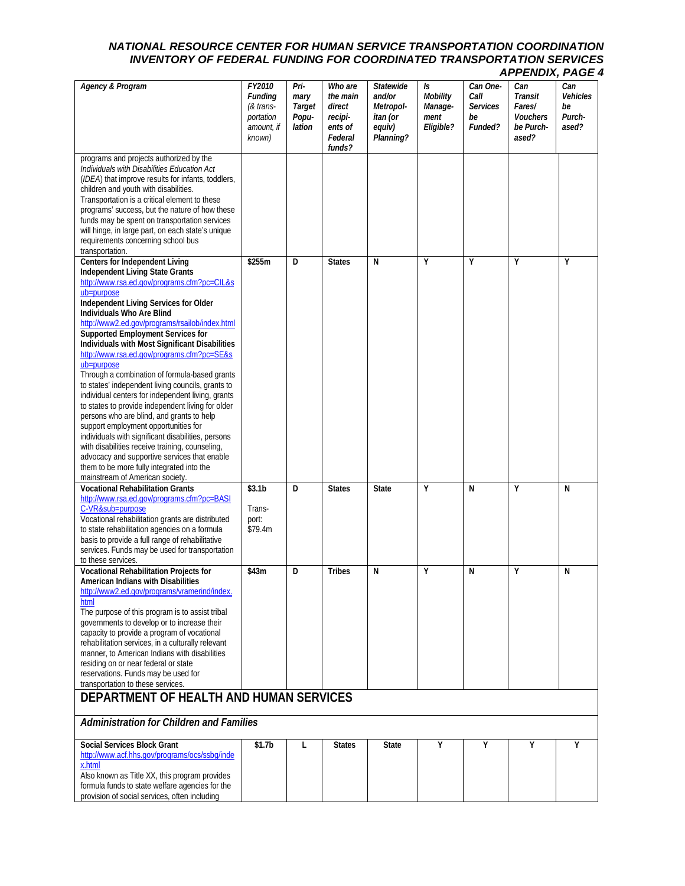| Agency & Program | FY2010 Funding (& transportation amount, if known) | Primary Target Population | Who are the main direct recipients of Federal funds? | Statewide and/or Metropolitan (or equiv) Planning? | Is Mobility Management Eligible? | Can One-Call Services be Funded? | Can Transit Fares/ Vouchers be Purchased? | Can Vehicles be Purchased? |
|---|---|---|---|---|---|---|---|---|
| programs and projects authorized by the *Individuals with Disabilities Education Act* (*IDEA*) that improve results for infants, toddlers, children and youth with disabilities. Transportation is a critical element to these programs' success, but the nature of how these funds may be spent on transportation services will hinge, in large part, on each state's unique requirements concerning school bus transportation. | | | | | | | | |
| **Centers for Independent Living** **Independent Living State Grants** http://www.rsa.ed.gov/programs.cfm?pc=CIL&sub=purpose **Independent Living Services for Older Individuals Who Are Blind** http://www2.ed.gov/programs/rsailob/index.html **Supported Employment Services for Individuals with Most Significant Disabilities** http://www.rsa.ed.gov/programs.cfm?pc=SE&sub=purpose Through a combination of formula-based grants to states' independent living councils, grants to individual centers for independent living, grants to states to provide independent living for older persons who are blind, and grants to help support employment opportunities for individuals with significant disabilities, persons with disabilities receive training, counseling, advocacy and supportive services that enable them to be more fully integrated into the mainstream of American society. | **$255m** | **D** | **States** | **N** | **Y** | **Y** | **Y** | **Y** |
| **Vocational Rehabilitation Grants** http://www.rsa.ed.gov/programs.cfm?pc=BASIC-VR&sub=purpose Vocational rehabilitation grants are distributed to state rehabilitation agencies on a formula basis to provide a full range of rehabilitative services. Funds may be used for transportation to these services. | **$3.1b** Transport: $79.4m | **D** | **States** | **State** | **Y** | **N** | **Y** | **N** |
| **Vocational Rehabilitation Projects for American Indians with Disabilities** http://www2.ed.gov/programs/vramerind/index.html The purpose of this program is to assist tribal governments to develop or to increase their capacity to provide a program of vocational rehabilitation services, in a culturally relevant manner, to American Indians with disabilities residing on or near federal or state reservations. Funds may be used for transportation to these services. | **$43m** | **D** | **Tribes** | **N** | **Y** | **N** | **Y** | **N** |
| **DEPARTMENT OF HEALTH AND HUMAN SERVICES** | | | | | | | | |
| ***Administration for Children and Families*** | | | | | | | | |
| **Social Services Block Grant** http://www.acf.hhs.gov/programs/ocs/ssbg/index.html Also known as Title XX, this program provides formula funds to state welfare agencies for the provision of social services, often including | **$1.7b** | **L** | **States** | **State** | **Y** | **Y** | **Y** | **Y** |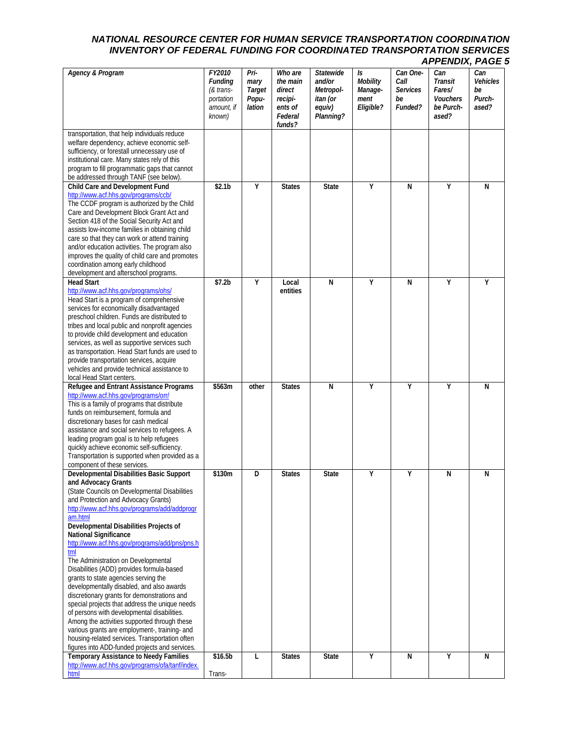# NATIONAL RESOURCE CENTER FOR HUMAN SERVICE TRANSPORTATION COORDINATION
## INVENTORY OF FEDERAL FUNDING FOR COORDINATED TRANSPORTATION SERVICES
### APPENDIX, PAGE 5

| *Agency & Program* | *FY2010 Funding (& transportation amount, if known)* | *Primary Target Population* | *Who are the main direct recipients of Federal funds?* | *Statewide and/or Metropolitan (or equiv) Planning?* | *Is Mobility Management Eligible?* | *Can One-Call Services be Funded?* | *Can Transit Fares/ Vouchers be Purchased?* | *Can Vehicles be Purchased?* |
|---|---|---|---|---|---|---|---|---|
| transportation, that help individuals reduce welfare dependency, achieve economic self-sufficiency, or forestall unnecessary use of institutional care. Many states rely of this program to fill programmatic gaps that cannot be addressed through TANF (see below). | | | | | | | | |
| **Child Care and Development Fund** http://www.acf.hhs.gov/programs/ccb/ The CCDF program is authorized by the Child Care and Development Block Grant Act and Section 418 of the Social Security Act and assists low-income families in obtaining child care so that they can work or attend training and/or education activities. The program also improves the quality of child care and promotes coordination among early childhood development and afterschool programs. | **$2.1b** | **Y** | **States** | **State** | **Y** | **N** | **Y** | **N** |
| **Head Start** http://www.acf.hhs.gov/programs/ohs/ Head Start is a program of comprehensive services for economically disadvantaged preschool children. Funds are distributed to tribes and local public and nonprofit agencies to provide child development and education services, as well as supportive services such as transportation. Head Start funds are used to provide transportation services, acquire vehicles and provide technical assistance to local Head Start centers. | **$7.2b** | **Y** | **Local entities** | **N** | **Y** | **N** | **Y** | **Y** |
| **Refugee and Entrant Assistance Programs** http://www.acf.hhs.gov/programs/orr/ This is a family of programs that distribute funds on reimbursement, formula and discretionary bases for cash medical assistance and social services to refugees. A leading program goal is to help refugees quickly achieve economic self-sufficiency. Transportation is supported when provided as a component of these services. | **$563m** | **other** | **States** | **N** | **Y** | **Y** | **Y** | **N** |
| **Developmental Disabilities Basic Support and Advocacy Grants** (State Councils on Developmental Disabilities and Protection and Advocacy Grants) http://www.acf.hhs.gov/programs/add/addprogram.html **Developmental Disabilities Projects of National Significance** http://www.acf.hhs.gov/programs/add/pns/pns.html The Administration on Developmental Disabilities (ADD) provides formula-based grants to state agencies serving the developmentally disabled, and also awards discretionary grants for demonstrations and special projects that address the unique needs of persons with developmental disabilities. Among the activities supported through these various grants are employment-, training- and housing-related services. Transportation often figures into ADD-funded projects and services. | **$130m** | **D** | **States** | **State** | **Y** | **Y** | **N** | **N** |
| **Temporary Assistance to Needy Families** http://www.acf.hhs.gov/programs/ofa/tanf/index.html | **$16.5b** Trans- | **L** | **States** | **State** | **Y** | **N** | **Y** | **N** |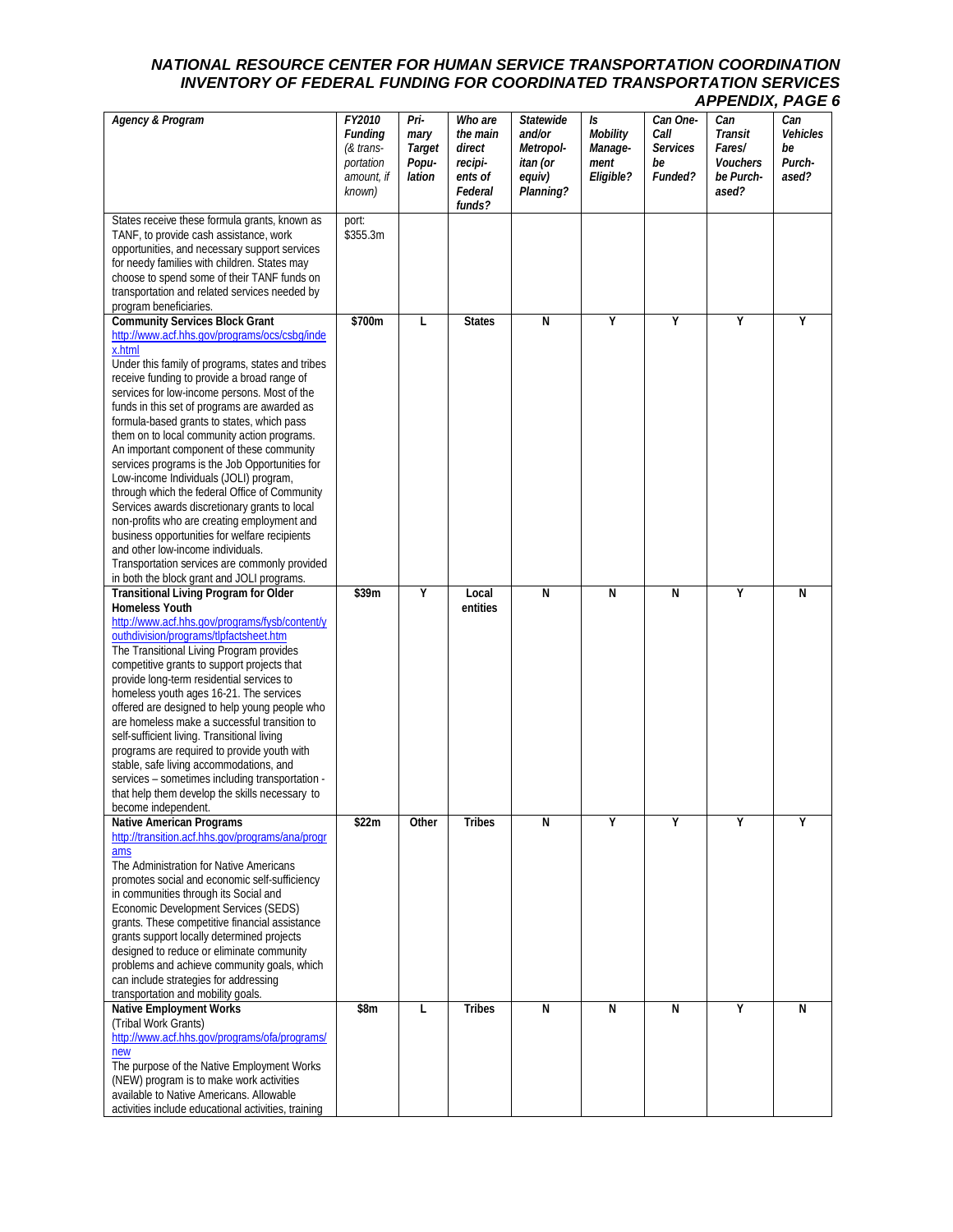| Agency & Program | FY2010 Funding (& transportation amount, if known) | Primary Target Population | Who are the main direct recipients of Federal funds? | Statewide and/or Metropolitan (or equiv) Planning? | Is Mobility Management Eligible? | Can One-Call Services be Funded? | Can Transit Fares/ Vouchers be Purchased? | Can Vehicles be Purchased? |
|---|---|---|---|---|---|---|---|---|
| States receive these formula grants, known as TANF, to provide cash assistance, work opportunities, and necessary support services for needy families with children. States may choose to spend some of their TANF funds on transportation and related services needed by program beneficiaries. | port: $355.3m | | | | | | | |
| **Community Services Block Grant** http://www.acf.hhs.gov/programs/ocs/csbg/index.html Under this family of programs, states and tribes receive funding to provide a broad range of services for low-income persons. Most of the funds in this set of programs are awarded as formula-based grants to states, which pass them on to local community action programs. An important component of these community services programs is the Job Opportunities for Low-income Individuals (JOLI) program, through which the federal Office of Community Services awards discretionary grants to local non-profits who are creating employment and business opportunities for welfare recipients and other low-income individuals. Transportation services are commonly provided in both the block grant and JOLI programs. | **$700m** | **L** | **States** | **N** | **Y** | **Y** | **Y** | **Y** |
| **Transitional Living Program for Older Homeless Youth** http://www.acf.hhs.gov/programs/fysb/content/youthdivision/programs/tlpfactsheet.htm The Transitional Living Program provides competitive grants to support projects that provide long-term residential services to homeless youth ages 16-21. The services offered are designed to help young people who are homeless make a successful transition to self-sufficient living. Transitional living programs are required to provide youth with stable, safe living accommodations, and services – sometimes including transportation - that help them develop the skills necessary to become independent. | **$39m** | **Y** | **Local entities** | **N** | **N** | **N** | **Y** | **N** |
| **Native American Programs** http://transition.acf.hhs.gov/programs/ana/programs The Administration for Native Americans promotes social and economic self-sufficiency in communities through its Social and Economic Development Services (SEDS) grants. These competitive financial assistance grants support locally determined projects designed to reduce or eliminate community problems and achieve community goals, which can include strategies for addressing transportation and mobility goals. | **$22m** | **Other** | **Tribes** | **N** | **Y** | **Y** | **Y** | **Y** |
| **Native Employment Works** (Tribal Work Grants) http://www.acf.hhs.gov/programs/ofa/programs/new The purpose of the Native Employment Works (NEW) program is to make work activities available to Native Americans. Allowable activities include educational activities, training | **$8m** | **L** | **Tribes** | **N** | **N** | **N** | **Y** | **N** |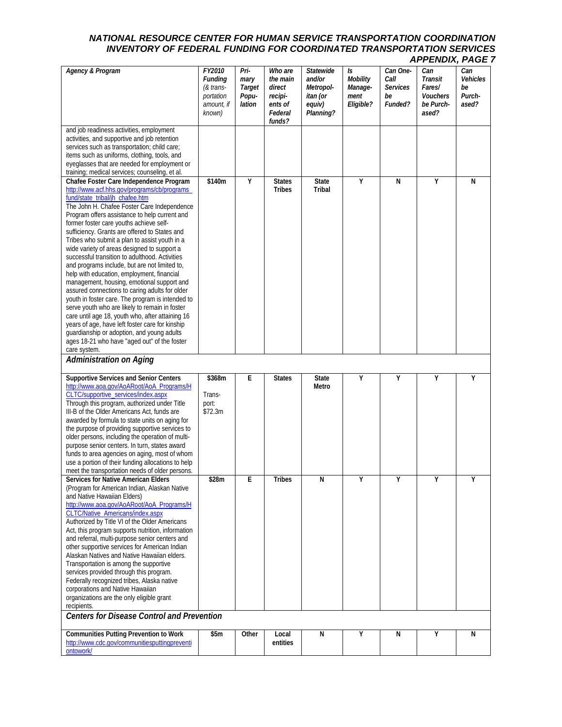| Agency & Program | FY2010 Funding (& transportation amount, if known) | Primary Target Population | Who are the main direct recipients of Federal funds? | Statewide and/or Metropolitan (or equiv) Planning? | Is Mobility Management Eligible? | Can One-Call Services be Funded? | Can Transit Fares/ Vouchers be Purchased? | Can Vehicles be Purchased? |
|---|---|---|---|---|---|---|---|---|
| and job readiness activities, employment activities, and supportive and job retention services such as transportation; child care; items such as uniforms, clothing, tools, and eyeglasses that are needed for employment or training; medical services; counseling, et al. | | | | | | | | |
| **Chafee Foster Care Independence Program** http://www.acf.hhs.gov/programs/cb/programs_fund/state_tribal/jh_chafee.htm The John H. Chafee Foster Care Independence Program offers assistance to help current and former foster care youths achieve self-sufficiency. Grants are offered to States and Tribes who submit a plan to assist youth in a wide variety of areas designed to support a successful transition to adulthood. Activities and programs include, but are not limited to, help with education, employment, financial management, housing, emotional support and assured connections to caring adults for older youth in foster care. The program is intended to serve youth who are likely to remain in foster care until age 18, youth who, after attaining 16 years of age, have left foster care for kinship guardianship or adoption, and young adults ages 18-21 who have "aged out" of the foster care system. | **$140m** | **Y** | **States Tribes** | **State Tribal** | **Y** | **N** | **Y** | **N** |
| ***Administration on Aging*** | | | | | | | | |
| **Supportive Services and Senior Centers** http://www.aoa.gov/AoARoot/AoA_Programs/HCLTC/supportive_services/index.aspx Through this program, authorized under Title III-B of the Older Americans Act, funds are awarded by formula to state units on aging for the purpose of providing supportive services to older persons, including the operation of multi-purpose senior centers. In turn, states award funds to area agencies on aging, most of whom use a portion of their funding allocations to help meet the transportation needs of older persons. | **$368m** Transport: $72.3m | **E** | **States** | **State Metro** | **Y** | **Y** | **Y** | **Y** |
| **Services for Native American Elders** (Program for American Indian, Alaskan Native and Native Hawaiian Elders) http://www.aoa.gov/AoARoot/AoA_Programs/HCLTC/Native_Americans/index.aspx Authorized by Title VI of the Older Americans Act, this program supports nutrition, information and referral, multi-purpose senior centers and other supportive services for American Indian Alaskan Natives and Native Hawaiian elders. Transportation is among the supportive services provided through this program. Federally recognized tribes, Alaska native corporations and Native Hawaiian organizations are the only eligible grant recipients. | **$28m** | **E** | **Tribes** | **N** | **Y** | **Y** | **Y** | **Y** |
| ***Centers for Disease Control and Prevention*** | | | | | | | | |
| **Communities Putting Prevention to Work** http://www.cdc.gov/communitiesputtingpreventiontowork/ | **$5m** | **Other** | **Local entities** | **N** | **Y** | **N** | **Y** | **N** |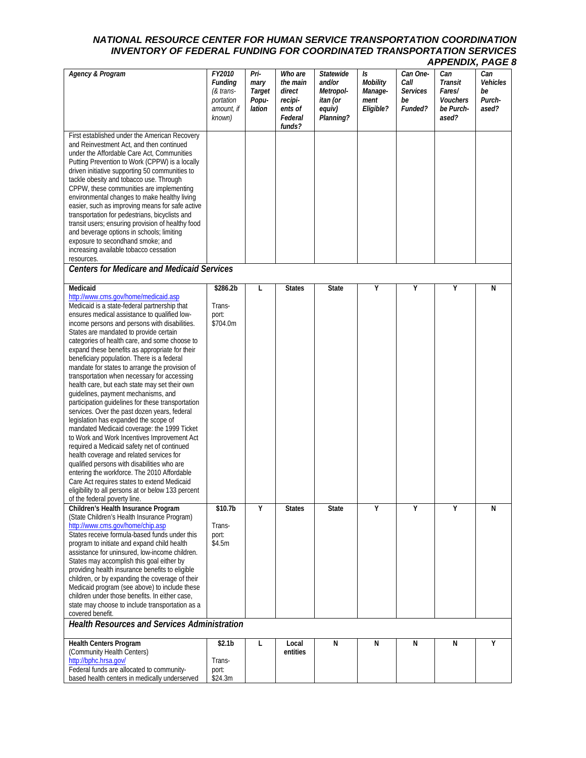| *Agency & Program* | *FY2010 Funding (& transportation amount, if known)* | *Primary Target Population* | *Who are the main direct recipients of Federal funds?* | *Statewide and/or Metropolitan (or equiv) Planning?* | *Is Mobility Management Eligible?* | *Can One-Call Services be Funded?* | *Can Transit Fares/ Vouchers be Purchased?* | *Can Vehicles be Purchased?* |
|---|---|---|---|---|---|---|---|---|
| First established under the American Recovery and Reinvestment Act, and then continued under the Affordable Care Act, Communities Putting Prevention to Work (CPPW) is a locally driven initiative supporting 50 communities to tackle obesity and tobacco use. Through CPPW, these communities are implementing environmental changes to make healthy living easier, such as improving means for safe active transportation for pedestrians, bicyclists and transit users; ensuring provision of healthy food and beverage options in schools; limiting exposure to secondhand smoke; and increasing available tobacco cessation resources. | | | | | | | | |
| ***Centers for Medicare and Medicaid Services*** | | | | | | | | |
| **Medicaid** http://www.cms.gov/home/medicaid.asp Medicaid is a state-federal partnership that ensures medical assistance to qualified low-income persons and persons with disabilities. States are mandated to provide certain categories of health care, and some choose to expand these benefits as appropriate for their beneficiary population. There is a federal mandate for states to arrange the provision of transportation when necessary for accessing health care, but each state may set their own guidelines, payment mechanisms, and participation guidelines for these transportation services. Over the past dozen years, federal legislation has expanded the scope of mandated Medicaid coverage: the 1999 Ticket to Work and Work Incentives Improvement Act required a Medicaid safety net of continued health coverage and related services for qualified persons with disabilities who are entering the workforce. The 2010 Affordable Care Act requires states to extend Medicaid eligibility to all persons at or below 133 percent of the federal poverty line. | **$286.2b** Transport: $704.0m | **L** | **States** | **State** | **Y** | **Y** | **Y** | **N** |
| **Children's Health Insurance Program** (State Children's Health Insurance Program) http://www.cms.gov/home/chip.asp States receive formula-based funds under this program to initiate and expand child health assistance for uninsured, low-income children. States may accomplish this goal either by providing health insurance benefits to eligible children, or by expanding the coverage of their Medicaid program (see above) to include these children under those benefits. In either case, state may choose to include transportation as a covered benefit. | **$10.7b** Transport: $4.5m | **Y** | **States** | **State** | **Y** | **Y** | **Y** | **N** |
| ***Health Resources and Services Administration*** | | | | | | | | |
| **Health Centers Program** (Community Health Centers) http://bphc.hrsa.gov/ Federal funds are allocated to community-based health centers in medically underserved | **$2.1b** Transport: $24.3m | **L** | **Local entities** | **N** | **N** | **N** | **N** | **Y** |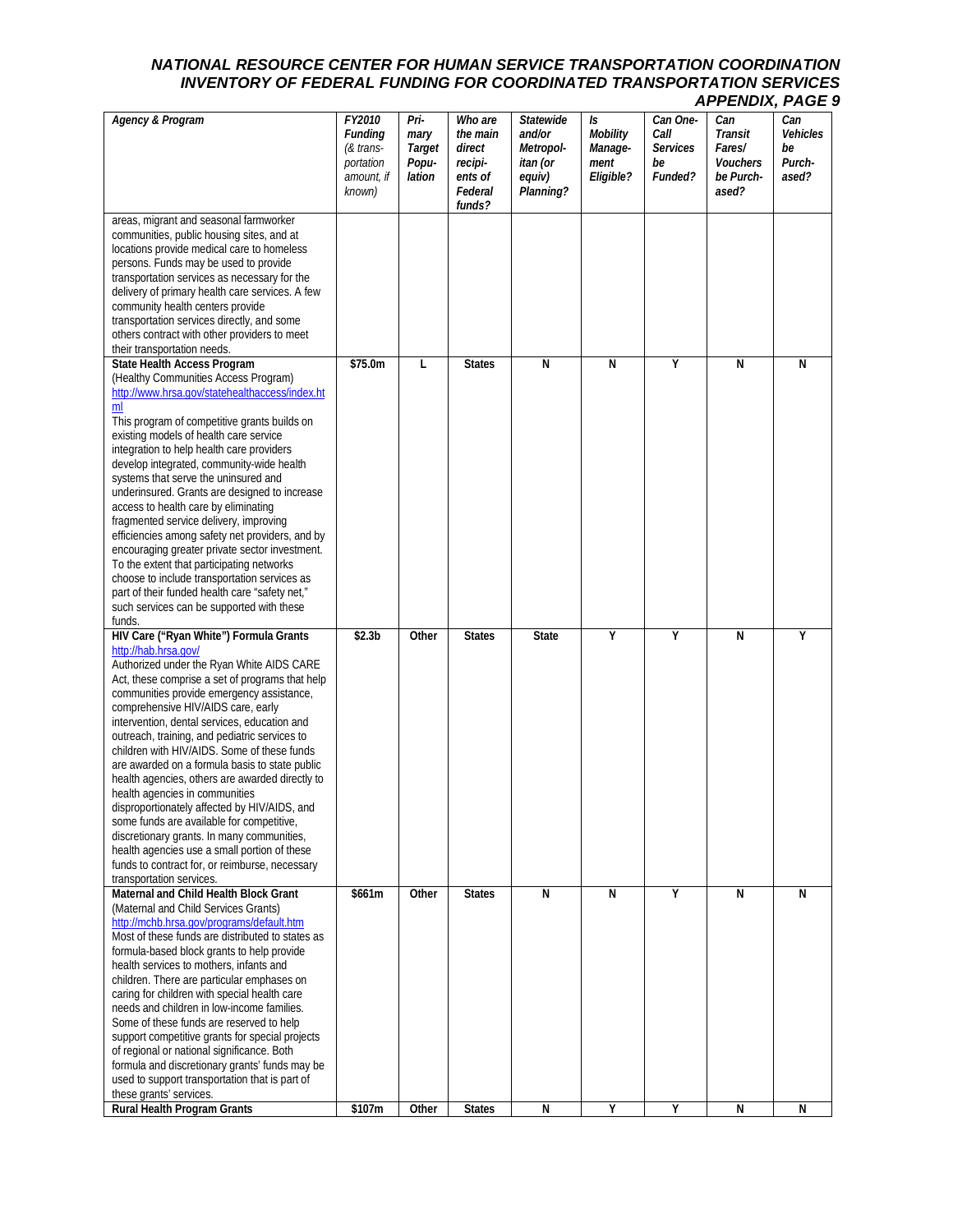| Agency & Program | FY2010 Funding (& transportation amount, if known) | Primary Target Population | Who are the main direct recipients of Federal funds? | Statewide and/or Metropolitan (or equiv) Planning? | Is Mobility Management Eligible? | Can One-Call Services be Funded? | Can Transit Fares/ Vouchers be Purchased? | Can Vehicles be Purchased? |
|---|---|---|---|---|---|---|---|---|
| areas, migrant and seasonal farmworker communities, public housing sites, and at locations provide medical care to homeless persons. Funds may be used to provide transportation services as necessary for the delivery of primary health care services. A few community health centers provide transportation services directly, and some others contract with other providers to meet their transportation needs. | | | | | | | | |
| **State Health Access Program** (Healthy Communities Access Program) http://www.hrsa.gov/statehealthaccess/index.html This program of competitive grants builds on existing models of health care service integration to help health care providers develop integrated, community-wide health systems that serve the uninsured and underinsured. Grants are designed to increase access to health care by eliminating fragmented service delivery, improving efficiencies among safety net providers, and by encouraging greater private sector investment. To the extent that participating networks choose to include transportation services as part of their funded health care "safety net," such services can be supported with these funds. | $75.0m | L | States | N | N | Y | N | N |
| **HIV Care ("Ryan White") Formula Grants** http://hab.hrsa.gov/ Authorized under the Ryan White AIDS CARE Act, these comprise a set of programs that help communities provide emergency assistance, comprehensive HIV/AIDS care, early intervention, dental services, education and outreach, training, and pediatric services to children with HIV/AIDS. Some of these funds are awarded on a formula basis to state public health agencies, others are awarded directly to health agencies in communities disproportionately affected by HIV/AIDS, and some funds are available for competitive, discretionary grants. In many communities, health agencies use a small portion of these funds to contract for, or reimburse, necessary transportation services. | $2.3b | Other | States | State | Y | Y | N | Y |
| **Maternal and Child Health Block Grant** (Maternal and Child Services Grants) http://mchb.hrsa.gov/programs/default.htm Most of these funds are distributed to states as formula-based block grants to help provide health services to mothers, infants and children. There are particular emphases on caring for children with special health care needs and children in low-income families. Some of these funds are reserved to help support competitive grants for special projects of regional or national significance. Both formula and discretionary grants' funds may be used to support transportation that is part of these grants' services. | $661m | Other | States | N | N | Y | N | N |
| **Rural Health Program Grants** | $107m | Other | States | N | Y | Y | N | N |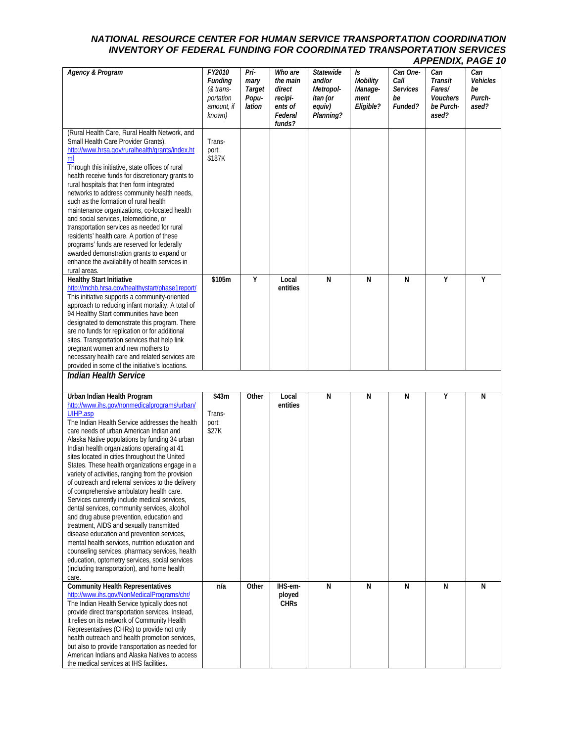| *Agency & Program* | *FY2010 Funding (& transportation amount, if known)* | *Primary Target Population* | *Who are the main direct recipients of Federal funds?* | *Statewide and/or Metropolitan (or equiv) Planning?* | *Is Mobility Management Eligible?* | *Can One-Call Services be Funded?* | *Can Transit Fares/ Vouchers be Purchased?* | *Can Vehicles be Purchased?* |
|---|---|---|---|---|---|---|---|---|
| (Rural Health Care, Rural Health Network, and Small Health Care Provider Grants). http://www.hrsa.gov/ruralhealth/grants/index.html Through this initiative, state offices of rural health receive funds for discretionary grants to rural hospitals that then form integrated networks to address community health needs, such as the formation of rural health maintenance organizations, co-located health and social services, telemedicine, or transportation services as needed for rural residents' health care. A portion of these programs' funds are reserved for federally awarded demonstration grants to expand or enhance the availability of health services in rural areas. | Transport: $187K | | | | | | | |
| **Healthy Start Initiative** http://mchb.hrsa.gov/healthystart/phase1report/ This initiative supports a community-oriented approach to reducing infant mortality. A total of 94 Healthy Start communities have been designated to demonstrate this program. There are no funds for replication or for additional sites. Transportation services that help link pregnant women and new mothers to necessary health care and related services are provided in some of the initiative's locations. | **$105m** | **Y** | **Local entities** | **N** | **N** | **N** | **Y** | **Y** |
| ***Indian Health Service*** | | | | | | | | |
| **Urban Indian Health Program** http://www.ihs.gov/nonmedicalprograms/urban/UIHP.asp The Indian Health Service addresses the health care needs of urban American Indian and Alaska Native populations by funding 34 urban Indian health organizations operating at 41 sites located in cities throughout the United States. These health organizations engage in a variety of activities, ranging from the provision of outreach and referral services to the delivery of comprehensive ambulatory health care. Services currently include medical services, dental services, community services, alcohol and drug abuse prevention, education and treatment, AIDS and sexually transmitted disease education and prevention services, mental health services, nutrition education and counseling services, pharmacy services, health education, optometry services, social services (including transportation), and home health care. | **$43m** Transport: $27K | **Other** | **Local entities** | **N** | **N** | **N** | **Y** | **N** |
| **Community Health Representatives** http://www.ihs.gov/NonMedicalPrograms/chr/ The Indian Health Service typically does not provide direct transportation services. Instead, it relies on its network of Community Health Representatives (CHRs) to provide not only health outreach and health promotion services, but also to provide transportation as needed for American Indians and Alaska Natives to access the medical services at IHS facilities. | **n/a** | **Other** | **IHS-employed CHRs** | **N** | **N** | **N** | **N** | **N** |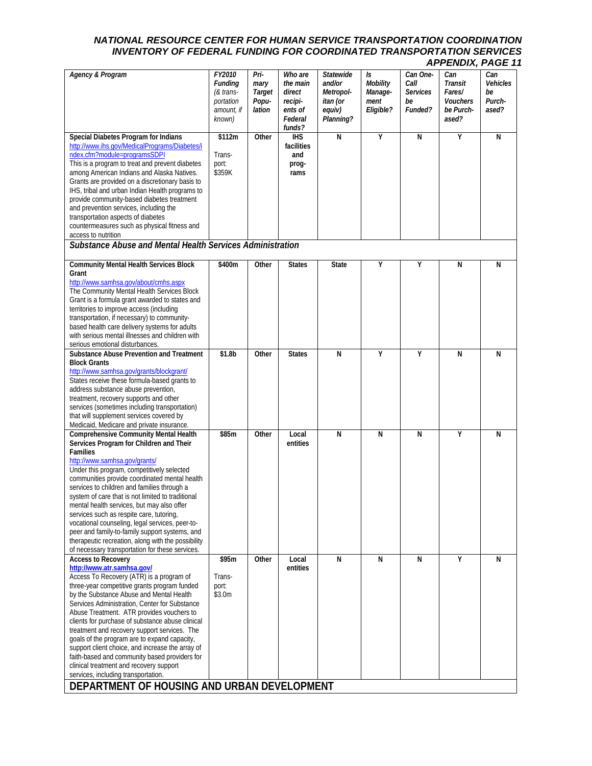| *Agency & Program* | *FY2010 Funding (& transportation amount, if known)* | *Primary Target Population* | *Who are the main direct recipients of Federal funds?* | *Statewide and/or Metropolitan (or equiv) Planning?* | *Is Mobility Management Eligible?* | *Can One-Call Services be Funded?* | *Can Transit Fares/ Vouchers be Purchased?* | *Can Vehicles be Purchased?* |
|---|---|---|---|---|---|---|---|---|
| **Special Diabetes Program for Indians** http://www.ihs.gov/MedicalPrograms/Diabetes/index.cfm?module=programsSDPI This is a program to treat and prevent diabetes among American Indians and Alaska Natives. Grants are provided on a discretionary basis to IHS, tribal and urban Indian Health programs to provide community-based diabetes treatment and prevention services, including the transportation aspects of diabetes countermeasures such as physical fitness and access to nutrition | **$112m** Transport: $359K | **Other** | **IHS facilities and programs** | **N** | **Y** | **N** | **Y** | **N** |
| ***Substance Abuse and Mental Health Services Administration*** | | | | | | | | |
| **Community Mental Health Services Block Grant** http://www.samhsa.gov/about/cmhs.aspx The Community Mental Health Services Block Grant is a formula grant awarded to states and territories to improve access (including transportation, if necessary) to community-based health care delivery systems for adults with serious mental illnesses and children with serious emotional disturbances. | **$400m** | **Other** | **States** | **State** | **Y** | **Y** | **N** | **N** |
| **Substance Abuse Prevention and Treatment Block Grants** http://www.samhsa.gov/grants/blockgrant/ States receive these formula-based grants to address substance abuse prevention, treatment, recovery supports and other services (sometimes including transportation) that will supplement services covered by Medicaid, Medicare and private insurance. | **$1.8b** | **Other** | **States** | **N** | **Y** | **Y** | **N** | **N** |
| **Comprehensive Community Mental Health Services Program for Children and Their Families** http://www.samhsa.gov/grants/ Under this program, competitively selected communities provide coordinated mental health services to children and families through a system of care that is not limited to traditional mental health services, but may also offer services such as respite care, tutoring, vocational counseling, legal services, peer-to-peer and family-to-family support systems, and therapeutic recreation, along with the possibility of necessary transportation for these services. | **$85m** | **Other** | **Local entities** | **N** | **N** | **N** | **Y** | **N** |
| **Access to Recovery** **http://www.atr.samhsa.gov/** Access To Recovery (ATR) is a program of three-year competitive grants program funded by the Substance Abuse and Mental Health Services Administration, Center for Substance Abuse Treatment. ATR provides vouchers to clients for purchase of substance abuse clinical treatment and recovery support services. The goals of the program are to expand capacity, support client choice, and increase the array of faith-based and community based providers for clinical treatment and recovery support services, including transportation. | **$95m** Transport: $3.0m | **Other** | **Local entities** | **N** | **N** | **N** | **Y** | **N** |
| **DEPARTMENT OF HOUSING AND URBAN DEVELOPMENT** | | | | | | | | |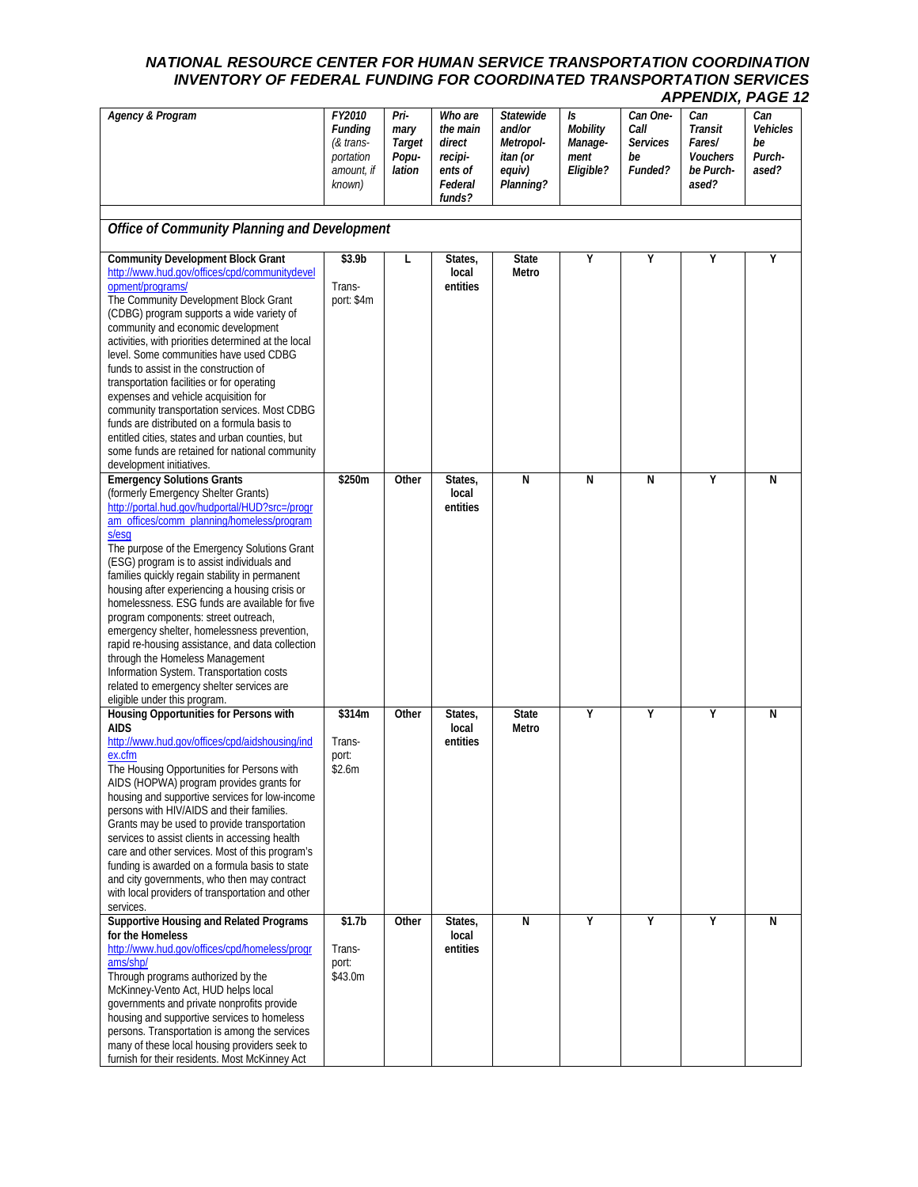| *Agency & Program* | *FY2010 Funding (& transportation amount, if known)* | *Primary Target Population* | *Who are the main direct recipients of Federal funds?* | *Statewide and/or Metropolitan (or equiv) Planning?* | *Is Mobility Management Eligible?* | *Can One-Call Services be Funded?* | *Can Transit Fares/ Vouchers be Purchased?* | *Can Vehicles be Purchased?* |
|---|---|---|---|---|---|---|---|---|
| ***Office of Community Planning and Development*** | | | | | | | | |
| **Community Development Block Grant** http://www.hud.gov/offices/cpd/communitydevelopment/programs/ The Community Development Block Grant (CDBG) program supports a wide variety of community and economic development activities, with priorities determined at the local level. Some communities have used CDBG funds to assist in the construction of transportation facilities or for operating expenses and vehicle acquisition for community transportation services. Most CDBG funds are distributed on a formula basis to entitled cities, states and urban counties, but some funds are retained for national community development initiatives. | **$3.9b** Trans-port: $4m | **L** | **States, local entities** | **State Metro** | **Y** | **Y** | **Y** | **Y** |
| **Emergency Solutions Grants** (formerly Emergency Shelter Grants) http://portal.hud.gov/hudportal/HUD?src=/program_offices/comm_planning/homeless/programs/esg The purpose of the Emergency Solutions Grant (ESG) program is to assist individuals and families quickly regain stability in permanent housing after experiencing a housing crisis or homelessness. ESG funds are available for five program components: street outreach, emergency shelter, homelessness prevention, rapid re-housing assistance, and data collection through the Homeless Management Information System. Transportation costs related to emergency shelter services are eligible under this program. | **$250m** | **Other** | **States, local entities** | **N** | **N** | **N** | **Y** | **N** |
| **Housing Opportunities for Persons with AIDS** http://www.hud.gov/offices/cpd/aidshousing/index.cfm The Housing Opportunities for Persons with AIDS (HOPWA) program provides grants for housing and supportive services for low-income persons with HIV/AIDS and their families. Grants may be used to provide transportation services to assist clients in accessing health care and other services. Most of this program's funding is awarded on a formula basis to state and city governments, who then may contract with local providers of transportation and other services. | **$314m** Trans-port: $2.6m | **Other** | **States, local entities** | **State Metro** | **Y** | **Y** | **Y** | **N** |
| **Supportive Housing and Related Programs for the Homeless** http://www.hud.gov/offices/cpd/homeless/programs/shp/ Through programs authorized by the McKinney-Vento Act, HUD helps local governments and private nonprofits provide housing and supportive services to homeless persons. Transportation is among the services many of these local housing providers seek to furnish for their residents. Most McKinney Act | **$1.7b** Trans-port: $43.0m | **Other** | **States, local entities** | **N** | **Y** | **Y** | **Y** | **N** |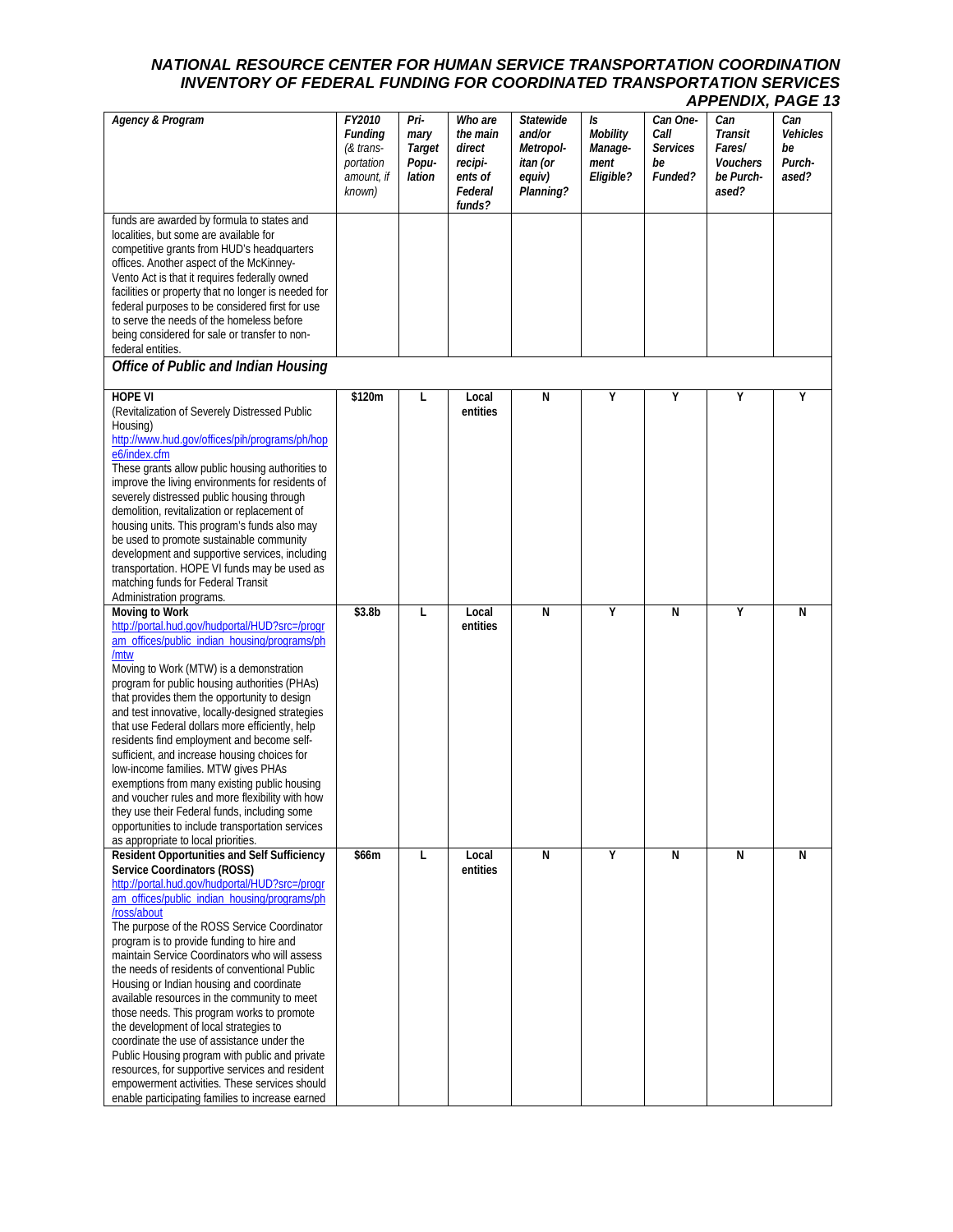| *Agency & Program* | *FY2010 Funding (& transportation amount, if known)* | *Primary Target Population* | *Who are the main direct recipients of Federal funds?* | *Statewide and/or Metropolitan (or equiv) Planning?* | *Is Mobility Management Eligible?* | *Can One-Call Services be Funded?* | *Can Transit Fares/ Vouchers be Purchased?* | *Can Vehicles be Purchased?* |
|---|---|---|---|---|---|---|---|---|
| funds are awarded by formula to states and localities, but some are available for competitive grants from HUD's headquarters offices. Another aspect of the McKinney-Vento Act is that it requires federally owned facilities or property that no longer is needed for federal purposes to be considered first for use to serve the needs of the homeless before being considered for sale or transfer to non-federal entities. | | | | | | | | |
| ***Office of Public and Indian Housing*** | | | | | | | | |
| **HOPE VI** (Revitalization of Severely Distressed Public Housing) http://www.hud.gov/offices/pih/programs/ph/hope6/index.cfm These grants allow public housing authorities to improve the living environments for residents of severely distressed public housing through demolition, revitalization or replacement of housing units. This program's funds also may be used to promote sustainable community development and supportive services, including transportation. HOPE VI funds may be used as matching funds for Federal Transit Administration programs. | **$120m** | **L** | **Local entities** | **N** | **Y** | **Y** | **Y** | **Y** |
| **Moving to Work** http://portal.hud.gov/hudportal/HUD?src=/program_offices/public_indian_housing/programs/ph/mtw Moving to Work (MTW) is a demonstration program for public housing authorities (PHAs) that provides them the opportunity to design and test innovative, locally-designed strategies that use Federal dollars more efficiently, help residents find employment and become self-sufficient, and increase housing choices for low-income families. MTW gives PHAs exemptions from many existing public housing and voucher rules and more flexibility with how they use their Federal funds, including some opportunities to include transportation services as appropriate to local priorities. | **$3.8b** | **L** | **Local entities** | **N** | **Y** | **N** | **Y** | **N** |
| **Resident Opportunities and Self Sufficiency Service Coordinators (ROSS)** http://portal.hud.gov/hudportal/HUD?src=/program_offices/public_indian_housing/programs/ph/ross/about The purpose of the ROSS Service Coordinator program is to provide funding to hire and maintain Service Coordinators who will assess the needs of residents of conventional Public Housing or Indian housing and coordinate available resources in the community to meet those needs. This program works to promote the development of local strategies to coordinate the use of assistance under the Public Housing program with public and private resources, for supportive services and resident empowerment activities. These services should enable participating families to increase earned | **$66m** | **L** | **Local entities** | **N** | **Y** | **N** | **N** | **N** |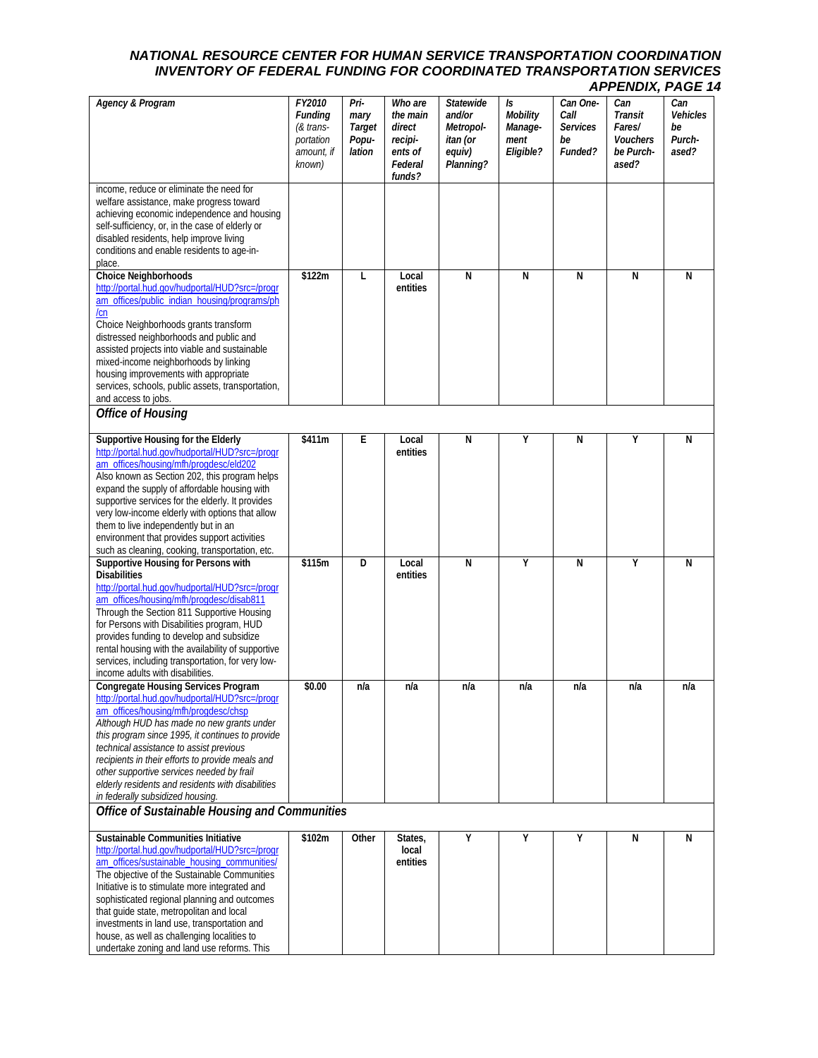| *Agency & Program* | *FY2010 Funding (& transportation amount, if known)* | *Primary Target Population* | *Who are the main direct recipients of Federal funds?* | *Statewide and/or Metropolitan (or equiv) Planning?* | *Is Mobility Management Eligible?* | *Can One-Call Services be Funded?* | *Can Transit Fares/ Vouchers be Purchased?* | *Can Vehicles be Purchased?* |
|---|---|---|---|---|---|---|---|---|
| income, reduce or eliminate the need for welfare assistance, make progress toward achieving economic independence and housing self-sufficiency, or, in the case of elderly or disabled residents, help improve living conditions and enable residents to age-in-place. | | | | | | | | |
| **Choice Neighborhoods** http://portal.hud.gov/hudportal/HUD?src=/program_offices/public_indian_housing/programs/ph/cn Choice Neighborhoods grants transform distressed neighborhoods and public and assisted projects into viable and sustainable mixed-income neighborhoods by linking housing improvements with appropriate services, schools, public assets, transportation, and access to jobs. | **$122m** | **L** | **Local entities** | **N** | **N** | **N** | **N** | **N** |
| ***Office of Housing*** | | | | | | | | |
| **Supportive Housing for the Elderly** http://portal.hud.gov/hudportal/HUD?src=/program_offices/housing/mfh/progdesc/eld202 Also known as Section 202, this program helps expand the supply of affordable housing with supportive services for the elderly. It provides very low-income elderly with options that allow them to live independently but in an environment that provides support activities such as cleaning, cooking, transportation, etc. | **$411m** | **E** | **Local entities** | **N** | **Y** | **N** | **Y** | **N** |
| **Supportive Housing for Persons with Disabilities** http://portal.hud.gov/hudportal/HUD?src=/program_offices/housing/mfh/progdesc/disab811 Through the Section 811 Supportive Housing for Persons with Disabilities program, HUD provides funding to develop and subsidize rental housing with the availability of supportive services, including transportation, for very low-income adults with disabilities. | **$115m** | **D** | **Local entities** | **N** | **Y** | **N** | **Y** | **N** |
| **Congregate Housing Services Program** http://portal.hud.gov/hudportal/HUD?src=/program_offices/housing/mfh/progdesc/chsp *Although HUD has made no new grants under this program since 1995, it continues to provide technical assistance to assist previous recipients in their efforts to provide meals and other supportive services needed by frail elderly residents and residents with disabilities in federally subsidized housing.* | **$0.00** | **n/a** | **n/a** | **n/a** | **n/a** | **n/a** | **n/a** | **n/a** |
| ***Office of Sustainable Housing and Communities*** | | | | | | | | |
| **Sustainable Communities Initiative** http://portal.hud.gov/hudportal/HUD?src=/program_offices/sustainable_housing_communities/ The objective of the Sustainable Communities Initiative is to stimulate more integrated and sophisticated regional planning and outcomes that guide state, metropolitan and local investments in land use, transportation and house, as well as challenging localities to undertake zoning and land use reforms. This | **$102m** | **Other** | **States, local entities** | **Y** | **Y** | **Y** | **N** | **N** |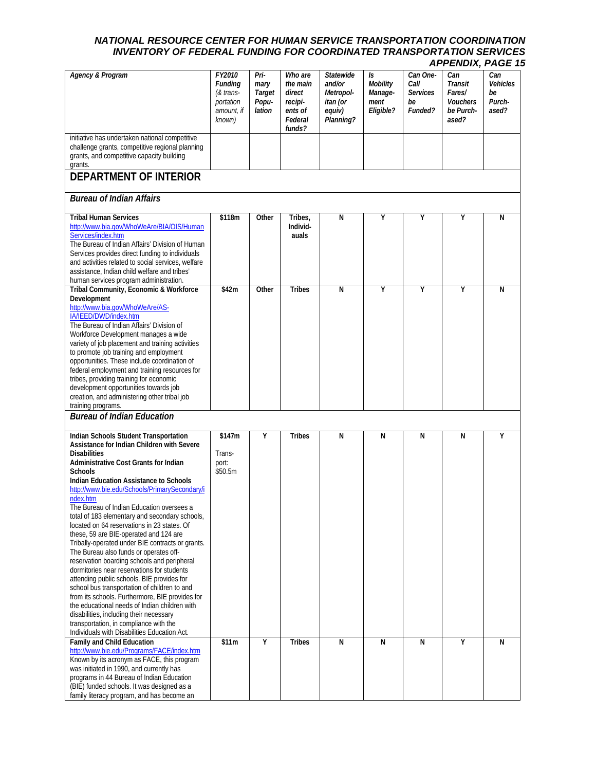| Agency & Program | FY2010 Funding (& transportation amount, if known) | Primary Target Population | Who are the main direct recipients of Federal funds? | Statewide and/or Metropolitan (or equiv) Planning? | Is Mobility Management Eligible? | Can One-Call Services be Funded? | Can Transit Fares/ Vouchers be Purchased? | Can Vehicles be Purchased? |
|---|---|---|---|---|---|---|---|---|
| initiative has undertaken national competitive challenge grants, competitive regional planning grants, and competitive capacity building grants. | | | | | | | | |
| **DEPARTMENT OF INTERIOR** | | | | | | | | |
| ***Bureau of Indian Affairs*** | | | | | | | | |
| **Tribal Human Services** http://www.bia.gov/WhoWeAre/BIA/OIS/HumanServices/index.htm The Bureau of Indian Affairs' Division of Human Services provides direct funding to individuals and activities related to social services, welfare assistance, Indian child welfare and tribes' human services program administration. | $118m | Other | Tribes, Individuals | N | Y | Y | Y | N |
| **Tribal Community, Economic & Workforce Development** http://www.bia.gov/WhoWeAre/AS-IA/IEED/DWD/index.htm The Bureau of Indian Affairs' Division of Workforce Development manages a wide variety of job placement and training activities to promote job training and employment opportunities. These include coordination of federal employment and training resources for tribes, providing training for economic development opportunities towards job creation, and administering other tribal job training programs. | $42m | Other | Tribes | N | Y | Y | Y | N |
| ***Bureau of Indian Education*** | | | | | | | | |
| **Indian Schools Student Transportation Assistance for Indian Children with Severe Disabilities Administrative Cost Grants for Indian Schools Indian Education Assistance to Schools** http://www.bie.edu/Schools/PrimarySecondary/index.htm The Bureau of Indian Education oversees a total of 183 elementary and secondary schools, located on 64 reservations in 23 states. Of these, 59 are BIE-operated and 124 are Tribally-operated under BIE contracts or grants. The Bureau also funds or operates off-reservation boarding schools and peripheral dormitories near reservations for students attending public schools. BIE provides for school bus transportation of children to and from its schools. Furthermore, BIE provides for the educational needs of Indian children with disabilities, including their necessary transportation, in compliance with the Individuals with Disabilities Education Act. | $147m Transport: $50.5m | Y | Tribes | N | N | N | N | Y |
| **Family and Child Education** http://www.bie.edu/Programs/FACE/index.htm Known by its acronym as FACE, this program was initiated in 1990, and currently has programs in 44 Bureau of Indian Education (BIE) funded schools. It was designed as a family literacy program, and has become an | $11m | Y | Tribes | N | N | N | Y | N |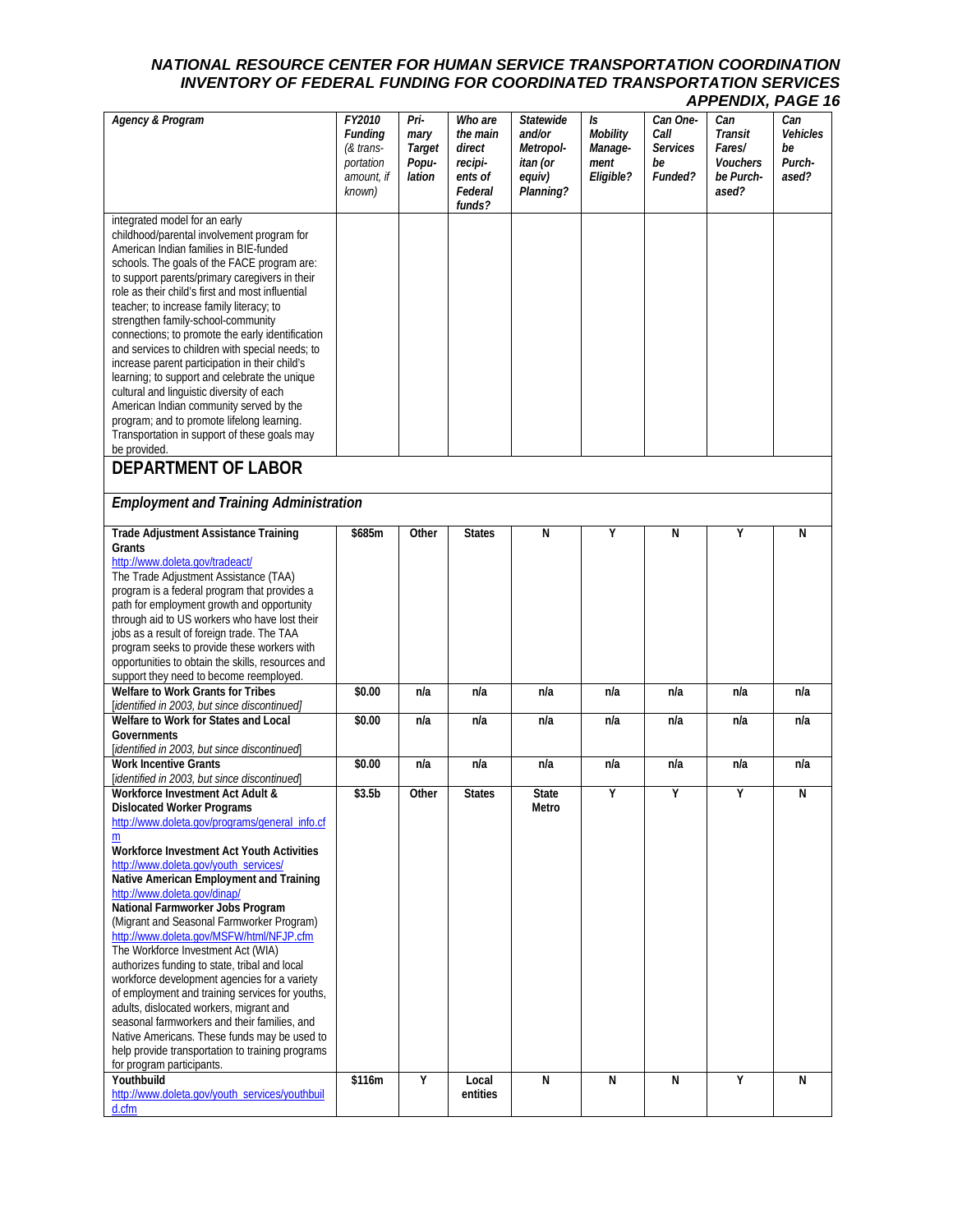| *Agency & Program* | *FY2010 Funding (& transportation amount, if known)* | *Primary Target Population* | *Who are the main direct recipients of Federal funds?* | *Statewide and/or Metropolitan (or equiv) Planning?* | *Is Mobility Management Eligible?* | *Can One-Call Services be Funded?* | *Can Transit Fares/ Vouchers be Purchased?* | *Can Vehicles be Purchased?* |
|---|---|---|---|---|---|---|---|---|
| integrated model for an early childhood/parental involvement program for American Indian families in BIE-funded schools. The goals of the FACE program are: to support parents/primary caregivers in their role as their child's first and most influential teacher; to increase family literacy; to strengthen family-school-community connections; to promote the early identification and services to children with special needs; to increase parent participation in their child's learning; to support and celebrate the unique cultural and linguistic diversity of each American Indian community served by the program; and to promote lifelong learning. Transportation in support of these goals may be provided. | | | | | | | | |
| **DEPARTMENT OF LABOR** | | | | | | | | |
| ***Employment and Training Administration*** | | | | | | | | |
| **Trade Adjustment Assistance Training Grants** http://www.doleta.gov/tradeact/ The Trade Adjustment Assistance (TAA) program is a federal program that provides a path for employment growth and opportunity through aid to US workers who have lost their jobs as a result of foreign trade. The TAA program seeks to provide these workers with opportunities to obtain the skills, resources and support they need to become reemployed. | **$685m** | **Other** | **States** | **N** | **Y** | **N** | **Y** | **N** |
| **Welfare to Work Grants for Tribes** [*identified in 2003, but since discontinued*] | **$0.00** | **n/a** | **n/a** | **n/a** | **n/a** | **n/a** | **n/a** | **n/a** |
| **Welfare to Work for States and Local Governments** [*identified in 2003, but since discontinued*] | **$0.00** | **n/a** | **n/a** | **n/a** | **n/a** | **n/a** | **n/a** | **n/a** |
| **Work Incentive Grants** [*identified in 2003, but since discontinued*] | **$0.00** | **n/a** | **n/a** | **n/a** | **n/a** | **n/a** | **n/a** | **n/a** |
| **Workforce Investment Act Adult & Dislocated Worker Programs** http://www.doleta.gov/programs/general_info.cfm **Workforce Investment Act Youth Activities** http://www.doleta.gov/youth_services/ **Native American Employment and Training** http://www.doleta.gov/dinap/ **National Farmworker Jobs Program** (Migrant and Seasonal Farmworker Program) http://www.doleta.gov/MSFW/html/NFJP.cfm The Workforce Investment Act (WIA) authorizes funding to state, tribal and local workforce development agencies for a variety of employment and training services for youths, adults, dislocated workers, migrant and seasonal farmworkers and their families, and Native Americans. These funds may be used to help provide transportation to training programs for program participants. | **$3.5b** | **Other** | **States** | **State Metro** | **Y** | **Y** | **Y** | **N** |
| **Youthbuild** http://www.doleta.gov/youth_services/youthbuild.cfm | **$116m** | **Y** | **Local entities** | **N** | **N** | **N** | **Y** | **N** |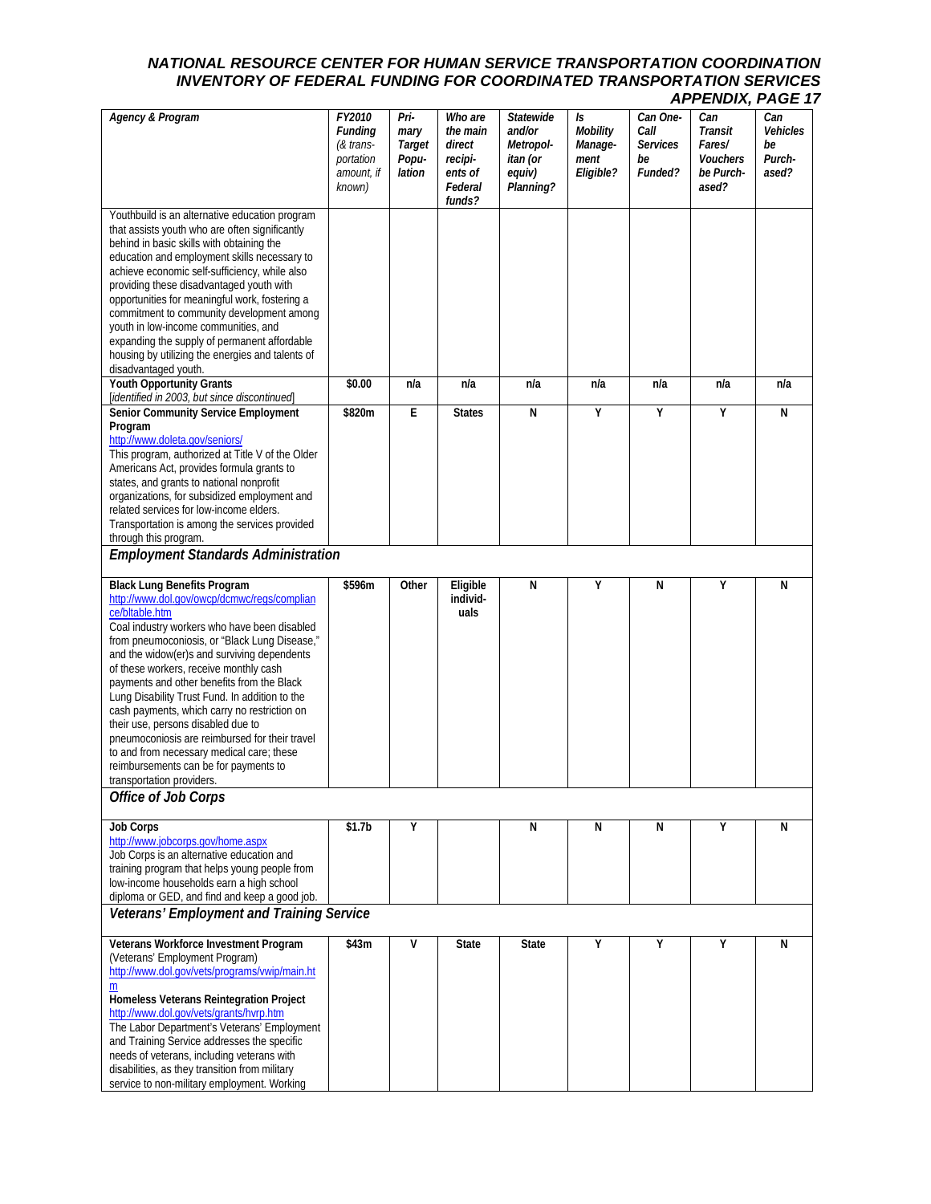| *Agency & Program* | *FY2010 Funding (& transportation amount, if known)* | *Primary Target Population* | *Who are the main direct recipients of Federal funds?* | *Statewide and/or Metropolitan (or equiv) Planning?* | *Is Mobility Management Eligible?* | *Can One-Call Services be Funded?* | *Can Transit Fares/ Vouchers be Purchased?* | *Can Vehicles be Purchased?* |
|---|---|---|---|---|---|---|---|---|
| Youthbuild is an alternative education program that assists youth who are often significantly behind in basic skills with obtaining the education and employment skills necessary to achieve economic self-sufficiency, while also providing these disadvantaged youth with opportunities for meaningful work, fostering a commitment to community development among youth in low-income communities, and expanding the supply of permanent affordable housing by utilizing the energies and talents of disadvantaged youth. | | | | | | | | |
| **Youth Opportunity Grants** [*identified in 2003, but since discontinued*] | **$0.00** | **n/a** | **n/a** | **n/a** | **n/a** | **n/a** | **n/a** | **n/a** |
| **Senior Community Service Employment Program** http://www.doleta.gov/seniors/ This program, authorized at Title V of the Older Americans Act, provides formula grants to states, and grants to national nonprofit organizations, for subsidized employment and related services for low-income elders. Transportation is among the services provided through this program. | **$820m** | **E** | **States** | **N** | **Y** | **Y** | **Y** | **N** |
| ***Employment Standards Administration*** | | | | | | | | |
| **Black Lung Benefits Program** http://www.dol.gov/owcp/dcmwc/regs/compliance/bltable.htm Coal industry workers who have been disabled from pneumoconiosis, or "Black Lung Disease," and the widow(er)s and surviving dependents of these workers, receive monthly cash payments and other benefits from the Black Lung Disability Trust Fund. In addition to the cash payments, which carry no restriction on their use, persons disabled due to pneumoconiosis are reimbursed for their travel to and from necessary medical care; these reimbursements can be for payments to transportation providers. | **$596m** | **Other** | **Eligible individuals** | **N** | **Y** | **N** | **Y** | **N** |
| ***Office of Job Corps*** | | | | | | | | |
| **Job Corps** http://www.jobcorps.gov/home.aspx Job Corps is an alternative education and training program that helps young people from low-income households earn a high school diploma or GED, and find and keep a good job. | **$1.7b** | **Y** | | **N** | **N** | **N** | **Y** | **N** |
| ***Veterans' Employment and Training Service*** | | | | | | | | |
| **Veterans Workforce Investment Program** (Veterans' Employment Program) http://www.dol.gov/vets/programs/vwip/main.htm **Homeless Veterans Reintegration Project** http://www.dol.gov/vets/grants/hvrp.htm The Labor Department's Veterans' Employment and Training Service addresses the specific needs of veterans, including veterans with disabilities, as they transition from military service to non-military employment. Working | **$43m** | **V** | **State** | **State** | **Y** | **Y** | **Y** | **N** |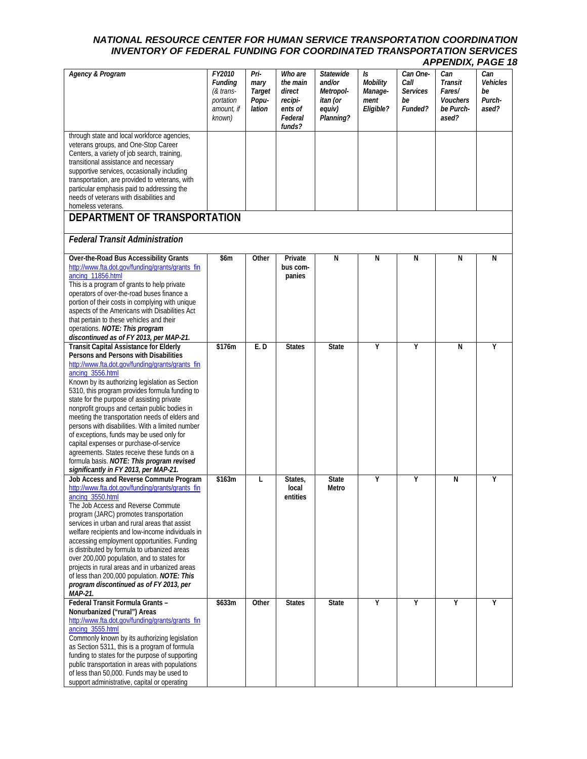| Agency & Program | FY2010 Funding (& transportation amount, if known) | Primary Target Population | Who are the main direct recipients of Federal funds? | Statewide and/or Metropolitan (or equiv) Planning? | Is Mobility Management Eligible? | Can One-Call Services be Funded? | Can Transit Fares/ Vouchers be Purchased? | Can Vehicles be Purchased? |
|---|---|---|---|---|---|---|---|---|
| through state and local workforce agencies, veterans groups, and One-Stop Career Centers, a variety of job search, training, transitional assistance and necessary supportive services, occasionally including transportation, are provided to veterans, with particular emphasis paid to addressing the needs of veterans with disabilities and homeless veterans. | | | | | | | | |
| **DEPARTMENT OF TRANSPORTATION** | | | | | | | | |
| ***Federal Transit Administration*** | | | | | | | | |
| **Over-the-Road Bus Accessibility Grants** http://www.fta.dot.gov/funding/grants/grants_financing_11856.html This is a program of grants to help private operators of over-the-road buses finance a portion of their costs in complying with unique aspects of the Americans with Disabilities Act that pertain to these vehicles and their operations. ***NOTE: This program discontinued as of FY 2013, per MAP-21.*** | **$6m** | **Other** | **Private bus companies** | **N** | **N** | **N** | **N** | **N** |
| **Transit Capital Assistance for Elderly Persons and Persons with Disabilities** http://www.fta.dot.gov/funding/grants/grants_financing_3556.html Known by its authorizing legislation as Section 5310, this program provides formula funding to state for the purpose of assisting private nonprofit groups and certain public bodies in meeting the transportation needs of elders and persons with disabilities. With a limited number of exceptions, funds may be used only for capital expenses or purchase-of-service agreements. States receive these funds on a formula basis. ***NOTE: This program revised significantly in FY 2013, per MAP-21.*** | **$176m** | **E. D** | **States** | **State** | **Y** | **Y** | **N** | **Y** |
| **Job Access and Reverse Commute Program** http://www.fta.dot.gov/funding/grants/grants_financing_3550.html The Job Access and Reverse Commute program (JARC) promotes transportation services in urban and rural areas that assist welfare recipients and low-income individuals in accessing employment opportunities. Funding is distributed by formula to urbanized areas over 200,000 population, and to states for projects in rural areas and in urbanized areas of less than 200,000 population. ***NOTE: This program discontinued as of FY 2013, per MAP-21.*** | **$163m** | **L** | **States, local entities** | **State Metro** | **Y** | **Y** | **N** | **Y** |
| **Federal Transit Formula Grants – Nonurbanized ("rural") Areas** http://www.fta.dot.gov/funding/grants/grants_financing_3555.html Commonly known by its authorizing legislation as Section 5311, this is a program of formula funding to states for the purpose of supporting public transportation in areas with populations of less than 50,000. Funds may be used to support administrative, capital or operating | **$633m** | **Other** | **States** | **State** | **Y** | **Y** | **Y** | **Y** |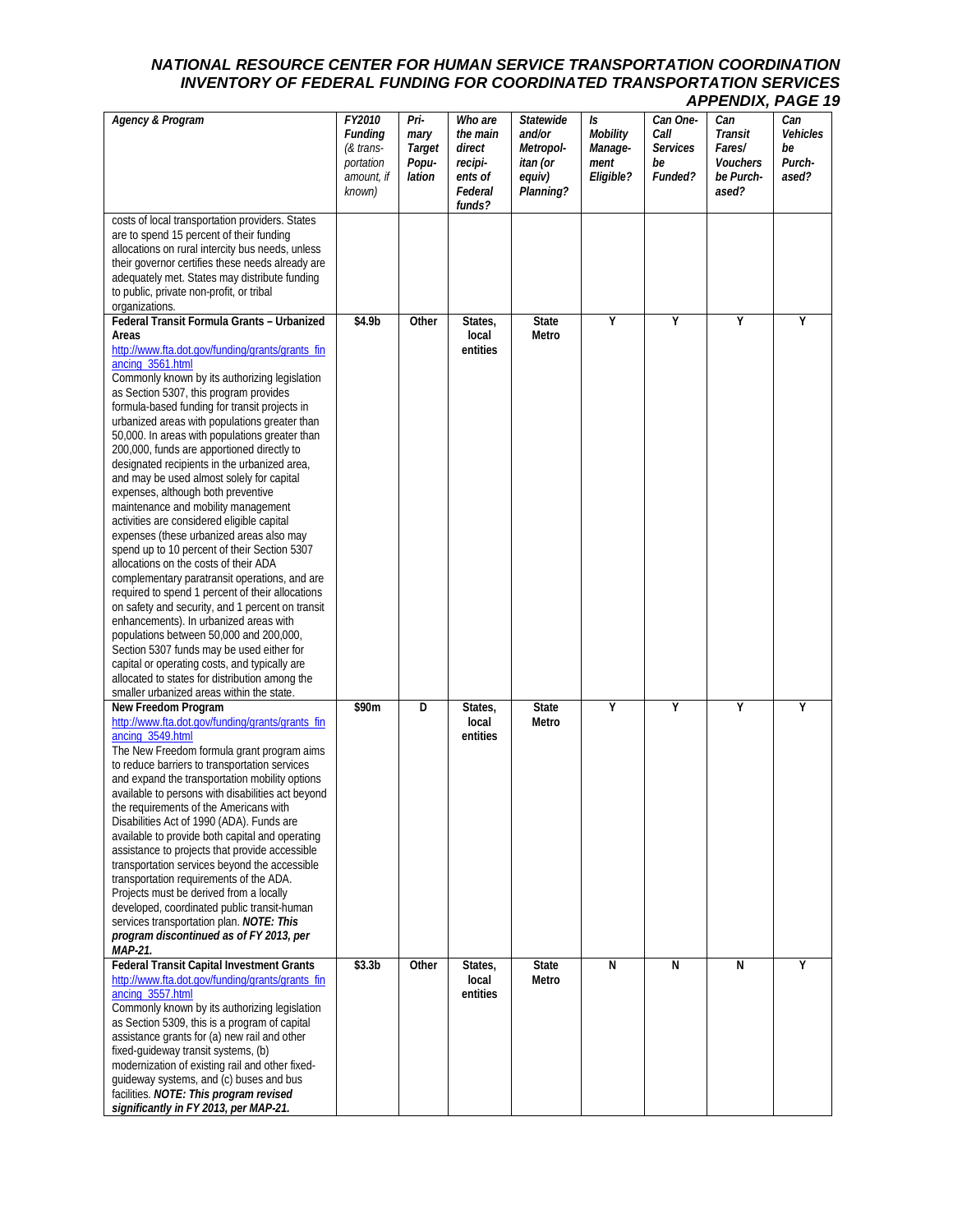| *Agency & Program* | *FY2010 Funding (& transportation amount, if known)* | *Primary Target Population* | *Who are the main direct recipients of Federal funds?* | *Statewide and/or Metropolitan (or equiv) Planning?* | *Is Mobility Management Eligible?* | *Can One-Call Services be Funded?* | *Can Transit Fares/ Vouchers be Purchased?* | *Can Vehicles be Purchased?* |
|---|---|---|---|---|---|---|---|---|
| costs of local transportation providers. States are to spend 15 percent of their funding allocations on rural intercity bus needs, unless their governor certifies these needs already are adequately met. States may distribute funding to public, private non-profit, or tribal organizations. | | | | | | | | |
| **Federal Transit Formula Grants – Urbanized Areas** http://www.fta.dot.gov/funding/grants/grants_financing_3561.html Commonly known by its authorizing legislation as Section 5307, this program provides formula-based funding for transit projects in urbanized areas with populations greater than 50,000. In areas with populations greater than 200,000, funds are apportioned directly to designated recipients in the urbanized area, and may be used almost solely for capital expenses, although both preventive maintenance and mobility management activities are considered eligible capital expenses (these urbanized areas also may spend up to 10 percent of their Section 5307 allocations on the costs of their ADA complementary paratransit operations, and are required to spend 1 percent of their allocations on safety and security, and 1 percent on transit enhancements). In urbanized areas with populations between 50,000 and 200,000, Section 5307 funds may be used either for capital or operating costs, and typically are allocated to states for distribution among the smaller urbanized areas within the state. | **$4.9b** | **Other** | **States, local entities** | **State Metro** | **Y** | **Y** | **Y** | **Y** |
| **New Freedom Program** http://www.fta.dot.gov/funding/grants/grants_financing_3549.html The New Freedom formula grant program aims to reduce barriers to transportation services and expand the transportation mobility options available to persons with disabilities act beyond the requirements of the Americans with Disabilities Act of 1990 (ADA). Funds are available to provide both capital and operating assistance to projects that provide accessible transportation services beyond the accessible transportation requirements of the ADA. Projects must be derived from a locally developed, coordinated public transit-human services transportation plan. ***NOTE: This program discontinued as of FY 2013, per MAP-21.*** | **$90m** | **D** | **States, local entities** | **State Metro** | **Y** | **Y** | **Y** | **Y** |
| **Federal Transit Capital Investment Grants** http://www.fta.dot.gov/funding/grants/grants_financing_3557.html Commonly known by its authorizing legislation as Section 5309, this is a program of capital assistance grants for (a) new rail and other fixed-guideway transit systems, (b) modernization of existing rail and other fixed-guideway systems, and (c) buses and bus facilities. ***NOTE: This program revised significantly in FY 2013, per MAP-21.*** | **$3.3b** | **Other** | **States, local entities** | **State Metro** | **N** | **N** | **N** | **Y** |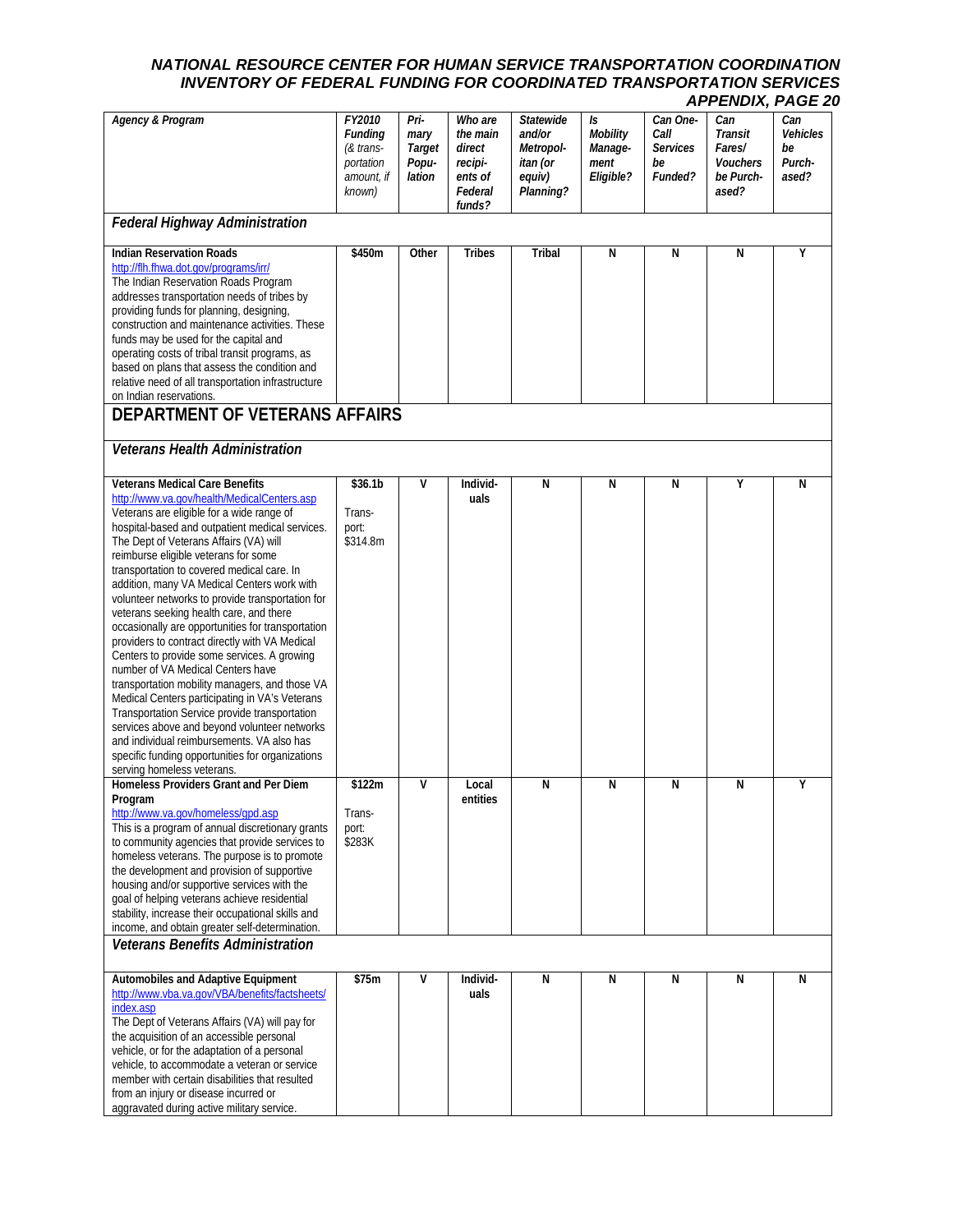# NATIONAL RESOURCE CENTER FOR HUMAN SERVICE TRANSPORTATION COORDINATION
## INVENTORY OF FEDERAL FUNDING FOR COORDINATED TRANSPORTATION SERVICES
### APPENDIX, PAGE 20

| *Agency & Program* | *FY2010 Funding (& transportation amount, if known)* | *Primary Target Population* | *Who are the main direct recipients of Federal funds?* | *Statewide and/or Metropolitan (or equiv) Planning?* | *Is Mobility Management Eligible?* | *Can One-Call Services be Funded?* | *Can Transit Fares/ Vouchers be Purchased?* | *Can Vehicles be Purchased?* |
|---|---|---|---|---|---|---|---|---|
| ***Federal Highway Administration*** | | | | | | | | |
| **Indian Reservation Roads**<br>http://flh.fhwa.dot.gov/programs/irr/<br>The Indian Reservation Roads Program addresses transportation needs of tribes by providing funds for planning, designing, construction and maintenance activities. These funds may be used for the capital and operating costs of tribal transit programs, as based on plans that assess the condition and relative need of all transportation infrastructure on Indian reservations. | **$450m** | **Other** | **Tribes** | **Tribal** | **N** | **N** | **N** | **Y** |
| **DEPARTMENT OF VETERANS AFFAIRS** | | | | | | | | |
| ***Veterans Health Administration*** | | | | | | | | |
| **Veterans Medical Care Benefits**<br>http://www.va.gov/health/MedicalCenters.asp<br>Veterans are eligible for a wide range of hospital-based and outpatient medical services. The Dept of Veterans Affairs (VA) will reimburse eligible veterans for some transportation to covered medical care. In addition, many VA Medical Centers work with volunteer networks to provide transportation for veterans seeking health care, and there occasionally are opportunities for transportation providers to contract directly with VA Medical Centers to provide some services. A growing number of VA Medical Centers have transportation mobility managers, and those VA Medical Centers participating in VA's Veterans Transportation Service provide transportation services above and beyond volunteer networks and individual reimbursements. VA also has specific funding opportunities for organizations serving homeless veterans. | **$36.1b**<br><br>Transport: $314.8m | **V** | **Individuals** | **N** | **N** | **N** | **Y** | **N** |
| **Homeless Providers Grant and Per Diem Program**<br>http://www.va.gov/homeless/gpd.asp<br>This is a program of annual discretionary grants to community agencies that provide services to homeless veterans. The purpose is to promote the development and provision of supportive housing and/or supportive services with the goal of helping veterans achieve residential stability, increase their occupational skills and income, and obtain greater self-determination. | **$122m**<br><br>Transport: $283K | **V** | **Local entities** | **N** | **N** | **N** | **N** | **Y** |
| ***Veterans Benefits Administration*** | | | | | | | | |
| **Automobiles and Adaptive Equipment**<br>http://www.vba.va.gov/VBA/benefits/factsheets/index.asp<br>The Dept of Veterans Affairs (VA) will pay for the acquisition of an accessible personal vehicle, or for the adaptation of a personal vehicle, to accommodate a veteran or service member with certain disabilities that resulted from an injury or disease incurred or aggravated during active military service. | **$75m** | **V** | **Individuals** | **N** | **N** | **N** | **N** | **N** |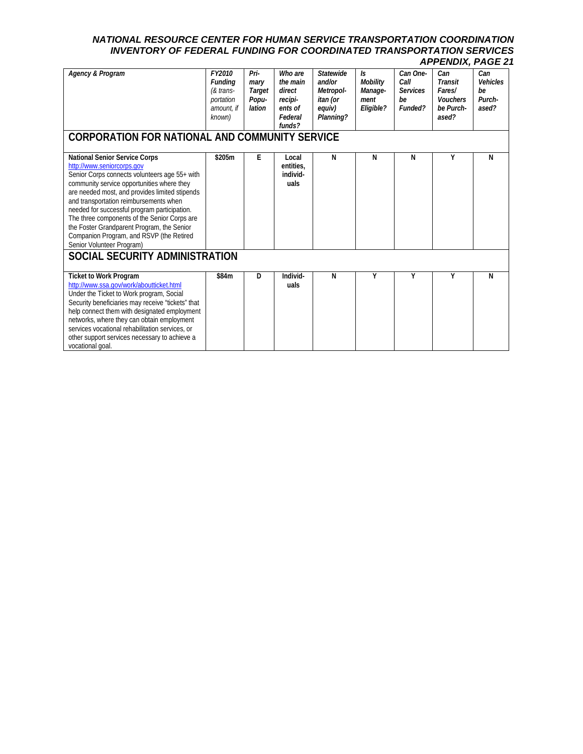| *Agency & Program* | *FY2010 Funding (& transportation amount, if known)* | *Primary Target Population* | *Who are the main direct recipients of Federal funds?* | *Statewide and/or Metropolitan (or equiv) Planning?* | *Is Mobility Management Eligible?* | *Can One-Call Services be Funded?* | *Can Transit Fares/ Vouchers be Purchased?* | *Can Vehicles be Purchased?* |
|---|---|---|---|---|---|---|---|---|
| **CORPORATION FOR NATIONAL AND COMMUNITY SERVICE** | | | | | | | | |
| **National Senior Service Corps** http://www.seniorcorps.gov Senior Corps connects volunteers age 55+ with community service opportunities where they are needed most, and provides limited stipends and transportation reimbursements when needed for successful program participation. The three components of the Senior Corps are the Foster Grandparent Program, the Senior Companion Program, and RSVP (the Retired Senior Volunteer Program) | **$205m** | **E** | **Local entities, individuals** | **N** | **N** | **N** | **Y** | **N** |
| **SOCIAL SECURITY ADMINISTRATION** | | | | | | | | |
| **Ticket to Work Program** http://www.ssa.gov/work/aboutticket.html Under the Ticket to Work program, Social Security beneficiaries may receive "tickets" that help connect them with designated employment networks, where they can obtain employment services vocational rehabilitation services, or other support services necessary to achieve a vocational goal. | **$84m** | **D** | **Individuals** | **N** | **Y** | **Y** | **Y** | **N** |